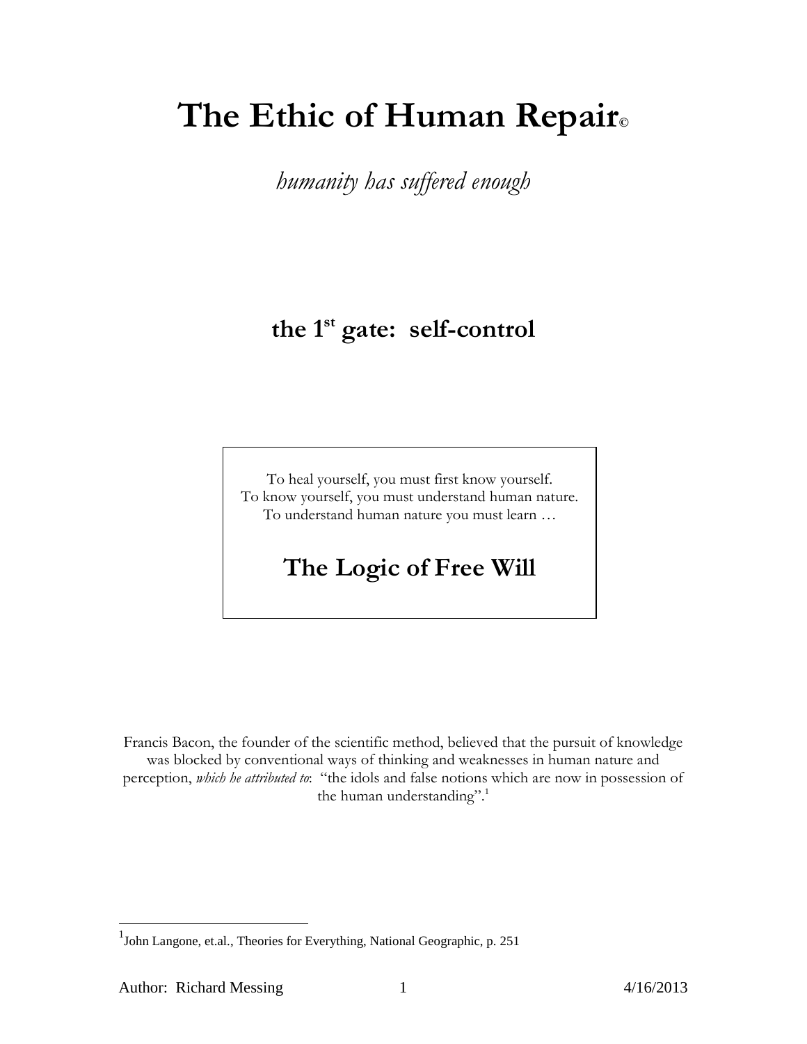# The Ethic of Human Repair©

*humanity has suffered enough*

## the 1st gate: self-control

To heal yourself, you must first know yourself.
To know yourself, you must understand human nature.
To understand human nature you must learn …

## The Logic of Free Will

Francis Bacon, the founder of the scientific method, believed that the pursuit of knowledge was blocked by conventional ways of thinking and weaknesses in human nature and perception, *which he attributed to*: "the idols and false notions which are now in possession of the human understanding".[1]

[1] John Langone, et.al., Theories for Everything, National Geographic, p. 251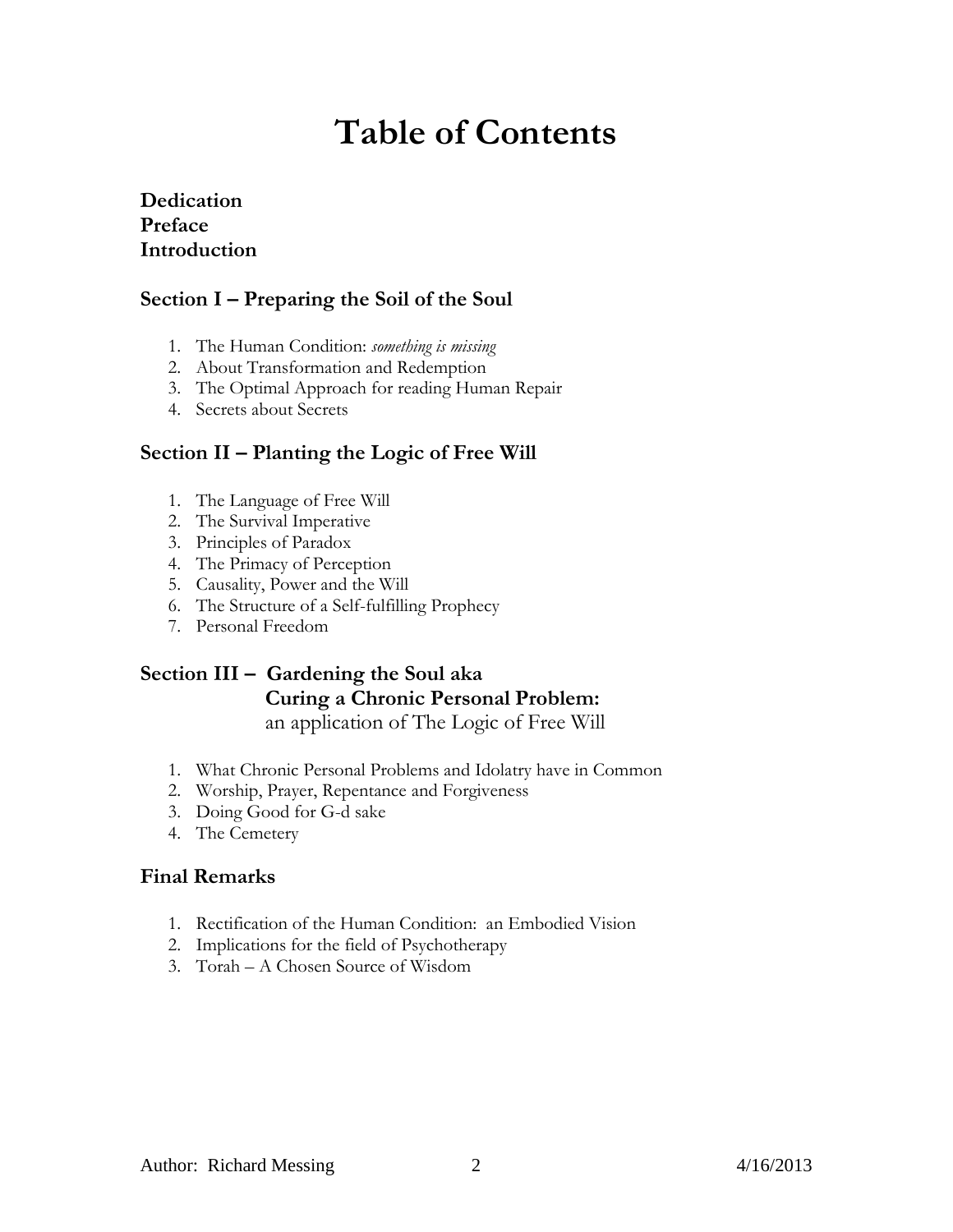# Table of Contents

**Dedication**
**Preface**
**Introduction**

## Section I – Preparing the Soil of the Soul

1. The Human Condition: *something is missing*
2. About Transformation and Redemption
3. The Optimal Approach for reading Human Repair
4. Secrets about Secrets

## Section II – Planting the Logic of Free Will

1. The Language of Free Will
2. The Survival Imperative
3. Principles of Paradox
4. The Primacy of Perception
5. Causality, Power and the Will
6. The Structure of a Self-fulfilling Prophecy
7. Personal Freedom

## Section III – Gardening the Soul aka Curing a Chronic Personal Problem: an application of The Logic of Free Will

1. What Chronic Personal Problems and Idolatry have in Common
2. Worship, Prayer, Repentance and Forgiveness
3. Doing Good for G-d sake
4. The Cemetery

## Final Remarks

1. Rectification of the Human Condition: an Embodied Vision
2. Implications for the field of Psychotherapy
3. Torah – A Chosen Source of Wisdom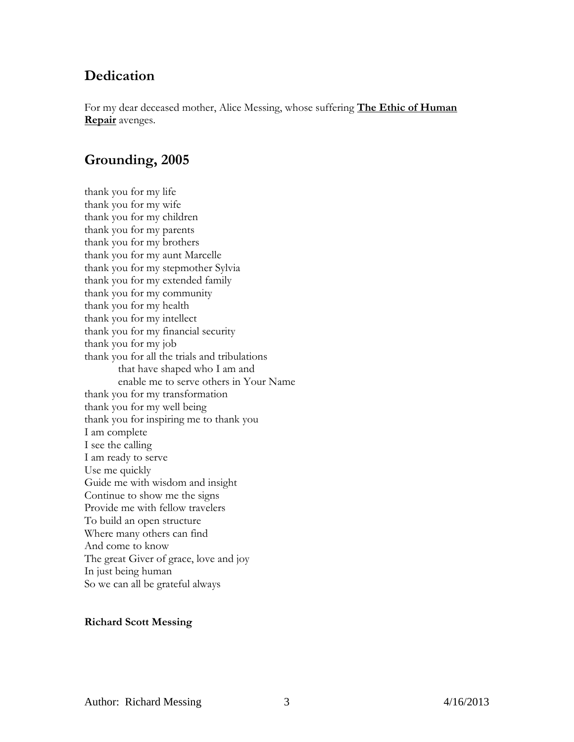## Dedication

For my dear deceased mother, Alice Messing, whose suffering **The Ethic of Human Repair** avenges.

## Grounding, 2005

thank you for my life  
thank you for my wife  
thank you for my children  
thank you for my parents  
thank you for my brothers  
thank you for my aunt Marcelle  
thank you for my stepmother Sylvia  
thank you for my extended family  
thank you for my community  
thank you for my health  
thank you for my intellect  
thank you for my financial security  
thank you for my job  
thank you for all the trials and tribulations  
&nbsp;&nbsp;&nbsp;&nbsp;&nbsp;&nbsp;&nbsp;&nbsp;that have shaped who I am and  
&nbsp;&nbsp;&nbsp;&nbsp;&nbsp;&nbsp;&nbsp;&nbsp;enable me to serve others in Your Name  
thank you for my transformation  
thank you for my well being  
thank you for inspiring me to thank you  
I am complete  
I see the calling  
I am ready to serve  
Use me quickly  
Guide me with wisdom and insight  
Continue to show me the signs  
Provide me with fellow travelers  
To build an open structure  
Where many others can find  
And come to know  
The great Giver of grace, love and joy  
In just being human  
So we can all be grateful always

**Richard Scott Messing**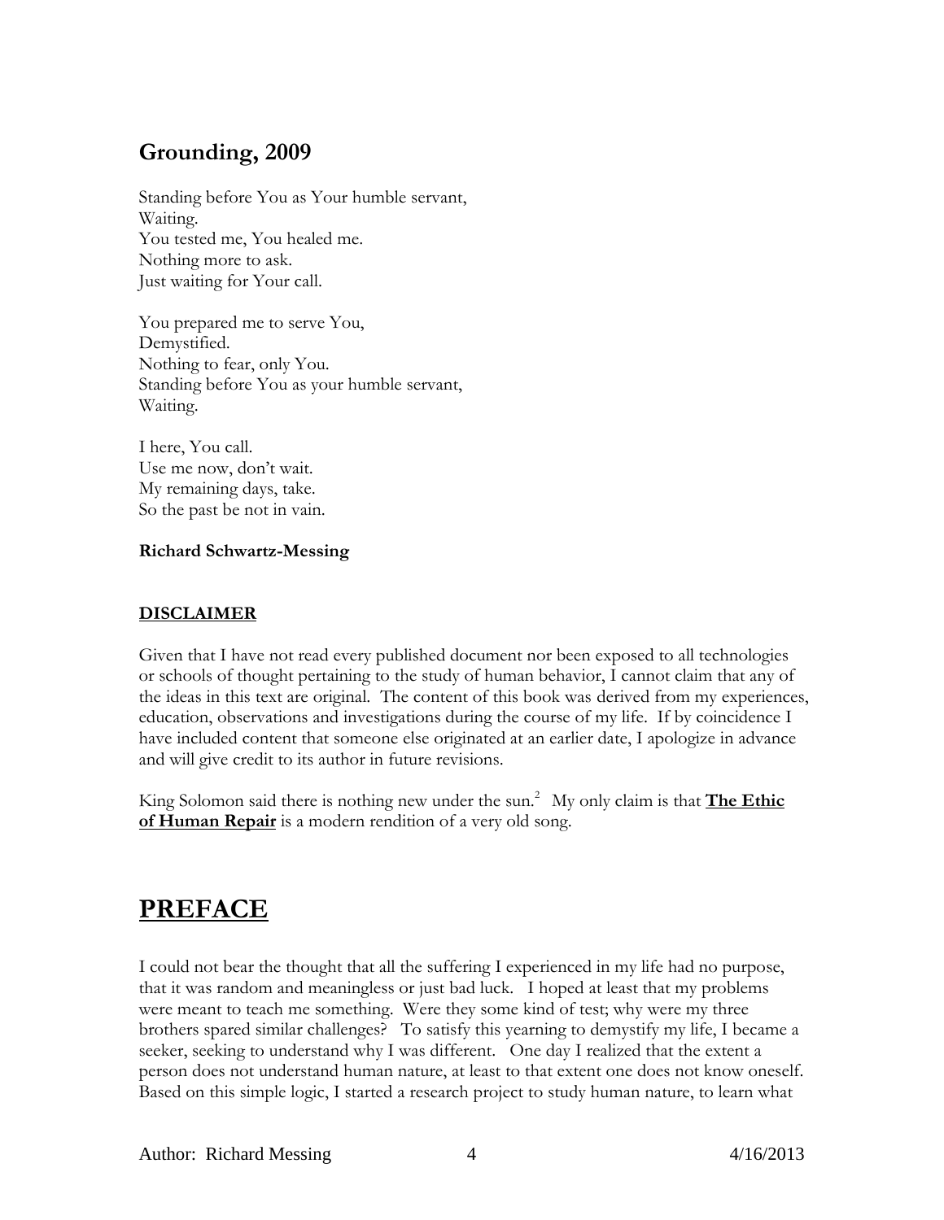## Grounding, 2009

Standing before You as Your humble servant,  
Waiting.  
You tested me, You healed me.  
Nothing more to ask.  
Just waiting for Your call.

You prepared me to serve You,  
Demystified.  
Nothing to fear, only You.  
Standing before You as your humble servant,  
Waiting.

I here, You call.  
Use me now, don't wait.  
My remaining days, take.  
So the past be not in vain.

**Richard Schwartz-Messing**

**DISCLAIMER**

Given that I have not read every published document nor been exposed to all technologies or schools of thought pertaining to the study of human behavior, I cannot claim that any of the ideas in this text are original. The content of this book was derived from my experiences, education, observations and investigations during the course of my life. If by coincidence I have included content that someone else originated at an earlier date, I apologize in advance and will give credit to its author in future revisions.

King Solomon said there is nothing new under the sun.[2] My only claim is that **The Ethic of Human Repair** is a modern rendition of a very old song.

# PREFACE

I could not bear the thought that all the suffering I experienced in my life had no purpose, that it was random and meaningless or just bad luck. I hoped at least that my problems were meant to teach me something. Were they some kind of test; why were my three brothers spared similar challenges? To satisfy this yearning to demystify my life, I became a seeker, seeking to understand why I was different. One day I realized that the extent a person does not understand human nature, at least to that extent one does not know oneself. Based on this simple logic, I started a research project to study human nature, to learn what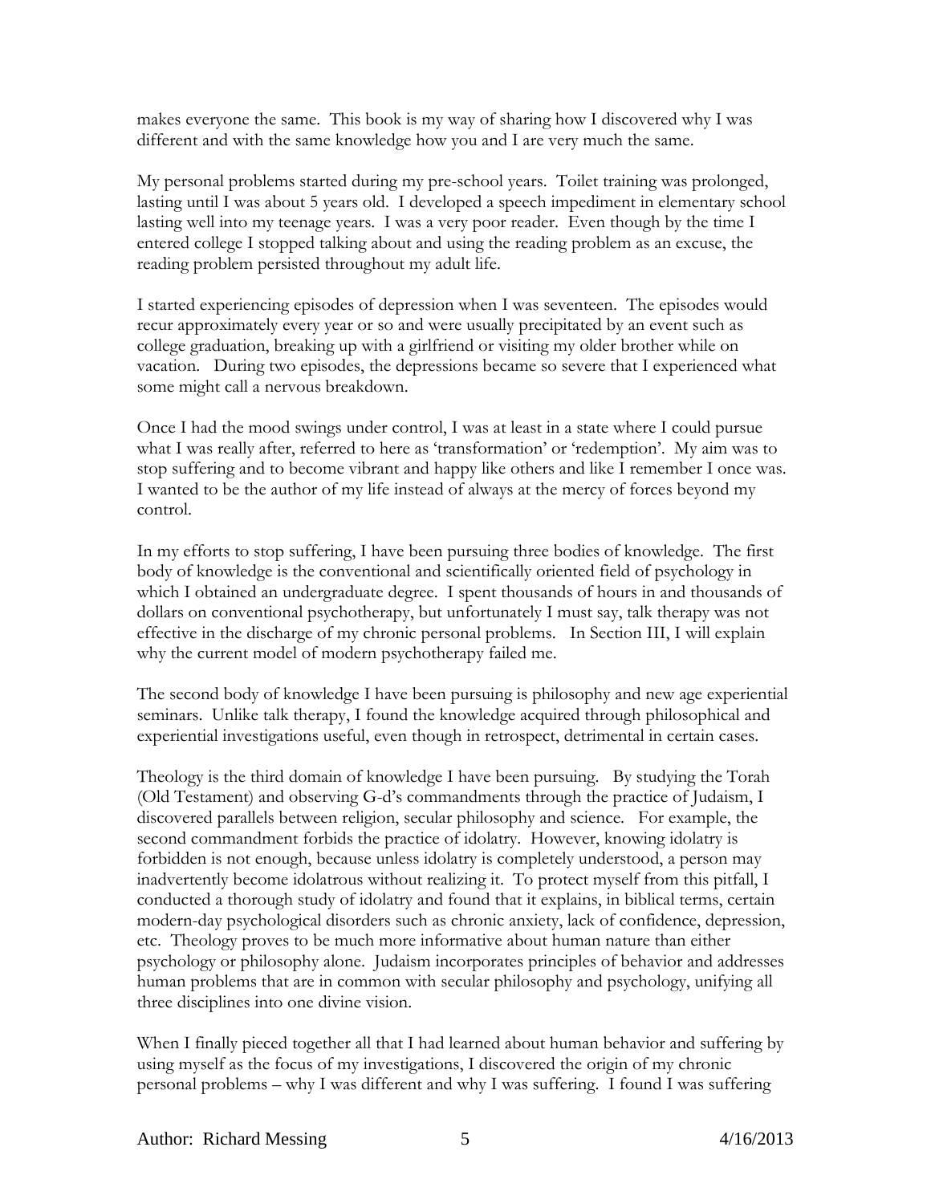makes everyone the same. This book is my way of sharing how I discovered why I was different and with the same knowledge how you and I are very much the same.

My personal problems started during my pre-school years. Toilet training was prolonged, lasting until I was about 5 years old. I developed a speech impediment in elementary school lasting well into my teenage years. I was a very poor reader. Even though by the time I entered college I stopped talking about and using the reading problem as an excuse, the reading problem persisted throughout my adult life.

I started experiencing episodes of depression when I was seventeen. The episodes would recur approximately every year or so and were usually precipitated by an event such as college graduation, breaking up with a girlfriend or visiting my older brother while on vacation. During two episodes, the depressions became so severe that I experienced what some might call a nervous breakdown.

Once I had the mood swings under control, I was at least in a state where I could pursue what I was really after, referred to here as 'transformation' or 'redemption'. My aim was to stop suffering and to become vibrant and happy like others and like I remember I once was. I wanted to be the author of my life instead of always at the mercy of forces beyond my control.

In my efforts to stop suffering, I have been pursuing three bodies of knowledge. The first body of knowledge is the conventional and scientifically oriented field of psychology in which I obtained an undergraduate degree. I spent thousands of hours in and thousands of dollars on conventional psychotherapy, but unfortunately I must say, talk therapy was not effective in the discharge of my chronic personal problems. In Section III, I will explain why the current model of modern psychotherapy failed me.

The second body of knowledge I have been pursuing is philosophy and new age experiential seminars. Unlike talk therapy, I found the knowledge acquired through philosophical and experiential investigations useful, even though in retrospect, detrimental in certain cases.

Theology is the third domain of knowledge I have been pursuing. By studying the Torah (Old Testament) and observing G-d's commandments through the practice of Judaism, I discovered parallels between religion, secular philosophy and science. For example, the second commandment forbids the practice of idolatry. However, knowing idolatry is forbidden is not enough, because unless idolatry is completely understood, a person may inadvertently become idolatrous without realizing it. To protect myself from this pitfall, I conducted a thorough study of idolatry and found that it explains, in biblical terms, certain modern-day psychological disorders such as chronic anxiety, lack of confidence, depression, etc. Theology proves to be much more informative about human nature than either psychology or philosophy alone. Judaism incorporates principles of behavior and addresses human problems that are in common with secular philosophy and psychology, unifying all three disciplines into one divine vision.

When I finally pieced together all that I had learned about human behavior and suffering by using myself as the focus of my investigations, I discovered the origin of my chronic personal problems – why I was different and why I was suffering. I found I was suffering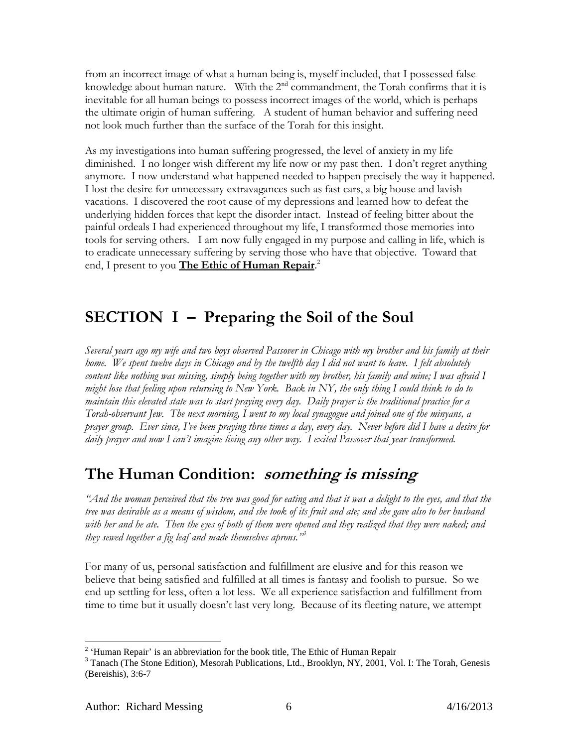from an incorrect image of what a human being is, myself included, that I possessed false knowledge about human nature. With the 2nd commandment, the Torah confirms that it is inevitable for all human beings to possess incorrect images of the world, which is perhaps the ultimate origin of human suffering. A student of human behavior and suffering need not look much further than the surface of the Torah for this insight.

As my investigations into human suffering progressed, the level of anxiety in my life diminished. I no longer wish different my life now or my past then. I don't regret anything anymore. I now understand what happened needed to happen precisely the way it happened. I lost the desire for unnecessary extravagances such as fast cars, a big house and lavish vacations. I discovered the root cause of my depressions and learned how to defeat the underlying hidden forces that kept the disorder intact. Instead of feeling bitter about the painful ordeals I had experienced throughout my life, I transformed those memories into tools for serving others. I am now fully engaged in my purpose and calling in life, which is to eradicate unnecessary suffering by serving those who have that objective. Toward that end, I present to you **The Ethic of Human Repair**.[2]

# SECTION I – Preparing the Soil of the Soul

*Several years ago my wife and two boys observed Passover in Chicago with my brother and his family at their home. We spent twelve days in Chicago and by the twelfth day I did not want to leave. I felt absolutely content like nothing was missing, simply being together with my brother, his family and mine; I was afraid I might lose that feeling upon returning to New York. Back in NY, the only thing I could think to do to maintain this elevated state was to start praying every day. Daily prayer is the traditional practice for a Torah-observant Jew. The next morning, I went to my local synagogue and joined one of the minyans, a prayer group. Ever since, I've been praying three times a day, every day. Never before did I have a desire for daily prayer and now I can't imagine living any other way. I exited Passover that year transformed.*

## The Human Condition: *something is missing*

*"And the woman perceived that the tree was good for eating and that it was a delight to the eyes, and that the tree was desirable as a means of wisdom, and she took of its fruit and ate; and she gave also to her husband with her and he ate. Then the eyes of both of them were opened and they realized that they were naked; and they sewed together a fig leaf and made themselves aprons."*[3]

For many of us, personal satisfaction and fulfillment are elusive and for this reason we believe that being satisfied and fulfilled at all times is fantasy and foolish to pursue. So we end up settling for less, often a lot less. We all experience satisfaction and fulfillment from time to time but it usually doesn't last very long. Because of its fleeting nature, we attempt

---

[2] 'Human Repair' is an abbreviation for the book title, The Ethic of Human Repair

[3] Tanach (The Stone Edition), Mesorah Publications, Ltd., Brooklyn, NY, 2001, Vol. I: The Torah, Genesis (Bereishis), 3:6-7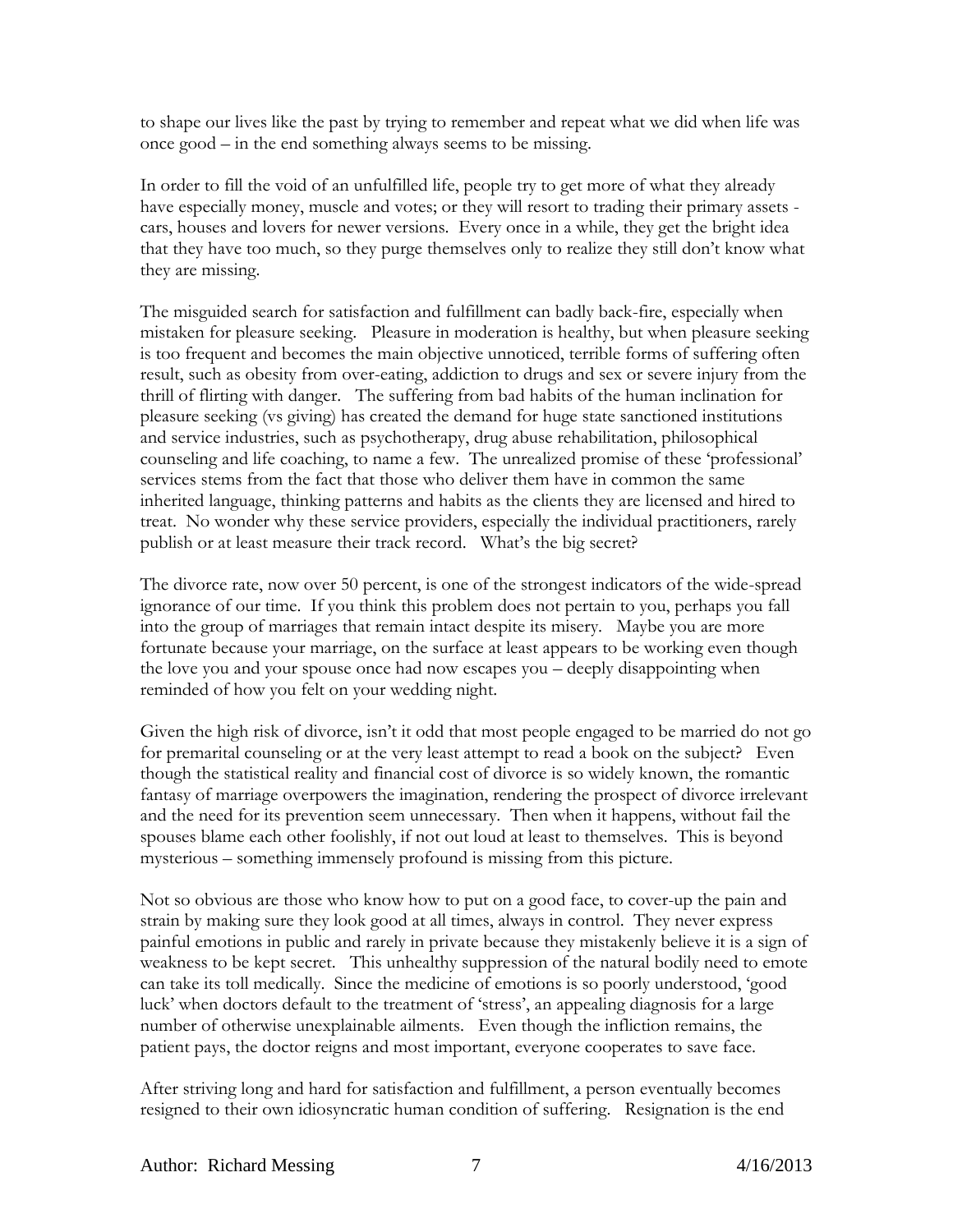to shape our lives like the past by trying to remember and repeat what we did when life was once good – in the end something always seems to be missing.

In order to fill the void of an unfulfilled life, people try to get more of what they already have especially money, muscle and votes; or they will resort to trading their primary assets - cars, houses and lovers for newer versions. Every once in a while, they get the bright idea that they have too much, so they purge themselves only to realize they still don't know what they are missing.

The misguided search for satisfaction and fulfillment can badly back-fire, especially when mistaken for pleasure seeking. Pleasure in moderation is healthy, but when pleasure seeking is too frequent and becomes the main objective unnoticed, terrible forms of suffering often result, such as obesity from over-eating, addiction to drugs and sex or severe injury from the thrill of flirting with danger. The suffering from bad habits of the human inclination for pleasure seeking (vs giving) has created the demand for huge state sanctioned institutions and service industries, such as psychotherapy, drug abuse rehabilitation, philosophical counseling and life coaching, to name a few. The unrealized promise of these 'professional' services stems from the fact that those who deliver them have in common the same inherited language, thinking patterns and habits as the clients they are licensed and hired to treat. No wonder why these service providers, especially the individual practitioners, rarely publish or at least measure their track record. What's the big secret?

The divorce rate, now over 50 percent, is one of the strongest indicators of the wide-spread ignorance of our time. If you think this problem does not pertain to you, perhaps you fall into the group of marriages that remain intact despite its misery. Maybe you are more fortunate because your marriage, on the surface at least appears to be working even though the love you and your spouse once had now escapes you – deeply disappointing when reminded of how you felt on your wedding night.

Given the high risk of divorce, isn't it odd that most people engaged to be married do not go for premarital counseling or at the very least attempt to read a book on the subject? Even though the statistical reality and financial cost of divorce is so widely known, the romantic fantasy of marriage overpowers the imagination, rendering the prospect of divorce irrelevant and the need for its prevention seem unnecessary. Then when it happens, without fail the spouses blame each other foolishly, if not out loud at least to themselves. This is beyond mysterious – something immensely profound is missing from this picture.

Not so obvious are those who know how to put on a good face, to cover-up the pain and strain by making sure they look good at all times, always in control. They never express painful emotions in public and rarely in private because they mistakenly believe it is a sign of weakness to be kept secret. This unhealthy suppression of the natural bodily need to emote can take its toll medically. Since the medicine of emotions is so poorly understood, 'good luck' when doctors default to the treatment of 'stress', an appealing diagnosis for a large number of otherwise unexplainable ailments. Even though the infliction remains, the patient pays, the doctor reigns and most important, everyone cooperates to save face.

After striving long and hard for satisfaction and fulfillment, a person eventually becomes resigned to their own idiosyncratic human condition of suffering. Resignation is the end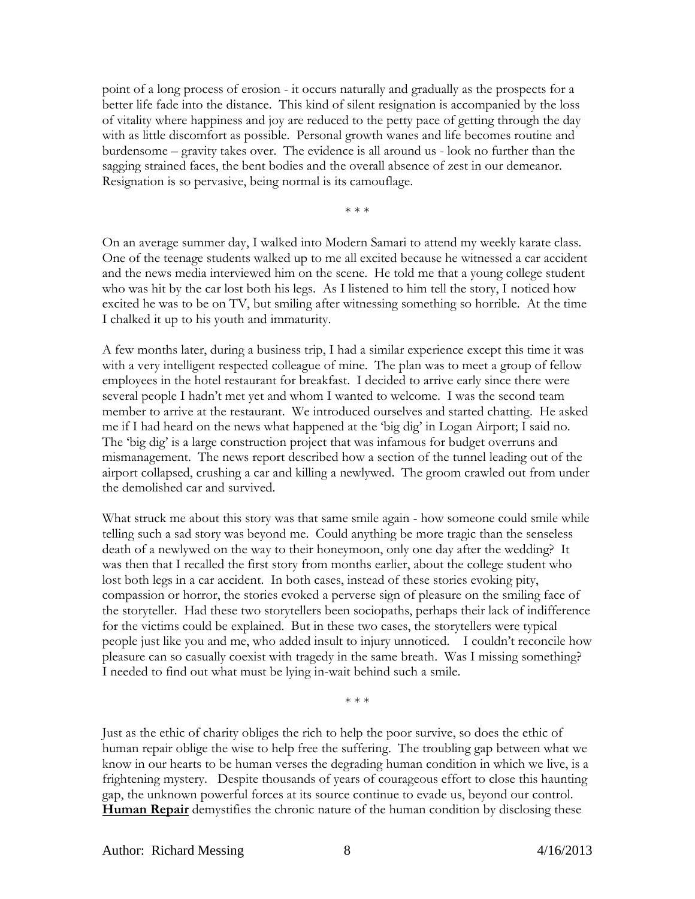point of a long process of erosion - it occurs naturally and gradually as the prospects for a better life fade into the distance. This kind of silent resignation is accompanied by the loss of vitality where happiness and joy are reduced to the petty pace of getting through the day with as little discomfort as possible. Personal growth wanes and life becomes routine and burdensome – gravity takes over. The evidence is all around us - look no further than the sagging strained faces, the bent bodies and the overall absence of zest in our demeanor. Resignation is so pervasive, being normal is its camouflage.

\* \* \*

On an average summer day, I walked into Modern Samari to attend my weekly karate class. One of the teenage students walked up to me all excited because he witnessed a car accident and the news media interviewed him on the scene. He told me that a young college student who was hit by the car lost both his legs. As I listened to him tell the story, I noticed how excited he was to be on TV, but smiling after witnessing something so horrible. At the time I chalked it up to his youth and immaturity.

A few months later, during a business trip, I had a similar experience except this time it was with a very intelligent respected colleague of mine. The plan was to meet a group of fellow employees in the hotel restaurant for breakfast. I decided to arrive early since there were several people I hadn't met yet and whom I wanted to welcome. I was the second team member to arrive at the restaurant. We introduced ourselves and started chatting. He asked me if I had heard on the news what happened at the 'big dig' in Logan Airport; I said no. The 'big dig' is a large construction project that was infamous for budget overruns and mismanagement. The news report described how a section of the tunnel leading out of the airport collapsed, crushing a car and killing a newlywed. The groom crawled out from under the demolished car and survived.

What struck me about this story was that same smile again - how someone could smile while telling such a sad story was beyond me. Could anything be more tragic than the senseless death of a newlywed on the way to their honeymoon, only one day after the wedding? It was then that I recalled the first story from months earlier, about the college student who lost both legs in a car accident. In both cases, instead of these stories evoking pity, compassion or horror, the stories evoked a perverse sign of pleasure on the smiling face of the storyteller. Had these two storytellers been sociopaths, perhaps their lack of indifference for the victims could be explained. But in these two cases, the storytellers were typical people just like you and me, who added insult to injury unnoticed. I couldn't reconcile how pleasure can so casually coexist with tragedy in the same breath. Was I missing something? I needed to find out what must be lying in-wait behind such a smile.

\* \* \*

Just as the ethic of charity obliges the rich to help the poor survive, so does the ethic of human repair oblige the wise to help free the suffering. The troubling gap between what we know in our hearts to be human verses the degrading human condition in which we live, is a frightening mystery. Despite thousands of years of courageous effort to close this haunting gap, the unknown powerful forces at its source continue to evade us, beyond our control. **Human Repair** demystifies the chronic nature of the human condition by disclosing these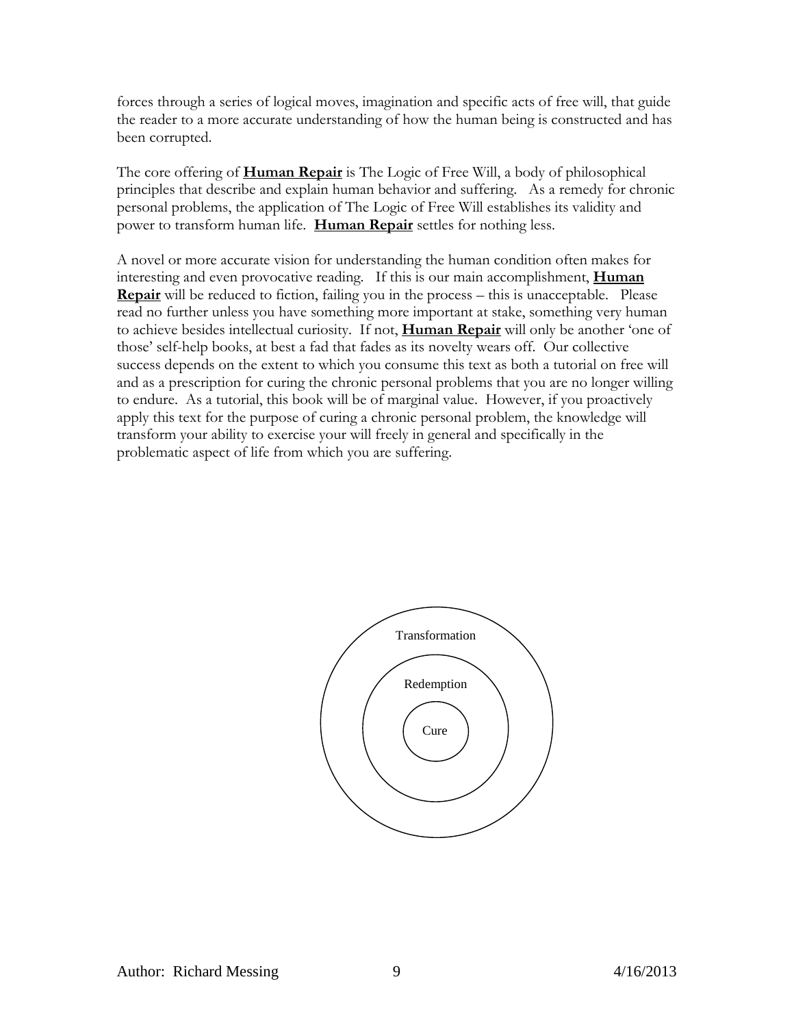forces through a series of logical moves, imagination and specific acts of free will, that guide the reader to a more accurate understanding of how the human being is constructed and has been corrupted.

The core offering of **Human Repair** is The Logic of Free Will, a body of philosophical principles that describe and explain human behavior and suffering. As a remedy for chronic personal problems, the application of The Logic of Free Will establishes its validity and power to transform human life. **Human Repair** settles for nothing less.

A novel or more accurate vision for understanding the human condition often makes for interesting and even provocative reading. If this is our main accomplishment, **Human Repair** will be reduced to fiction, failing you in the process – this is unacceptable. Please read no further unless you have something more important at stake, something very human to achieve besides intellectual curiosity. If not, **Human Repair** will only be another 'one of those' self-help books, at best a fad that fades as its novelty wears off. Our collective success depends on the extent to which you consume this text as both a tutorial on free will and as a prescription for curing the chronic personal problems that you are no longer willing to endure. As a tutorial, this book will be of marginal value. However, if you proactively apply this text for the purpose of curing a chronic personal problem, the knowledge will transform your ability to exercise your will freely in general and specifically in the problematic aspect of life from which you are suffering.

Transformation

Redemption

Cure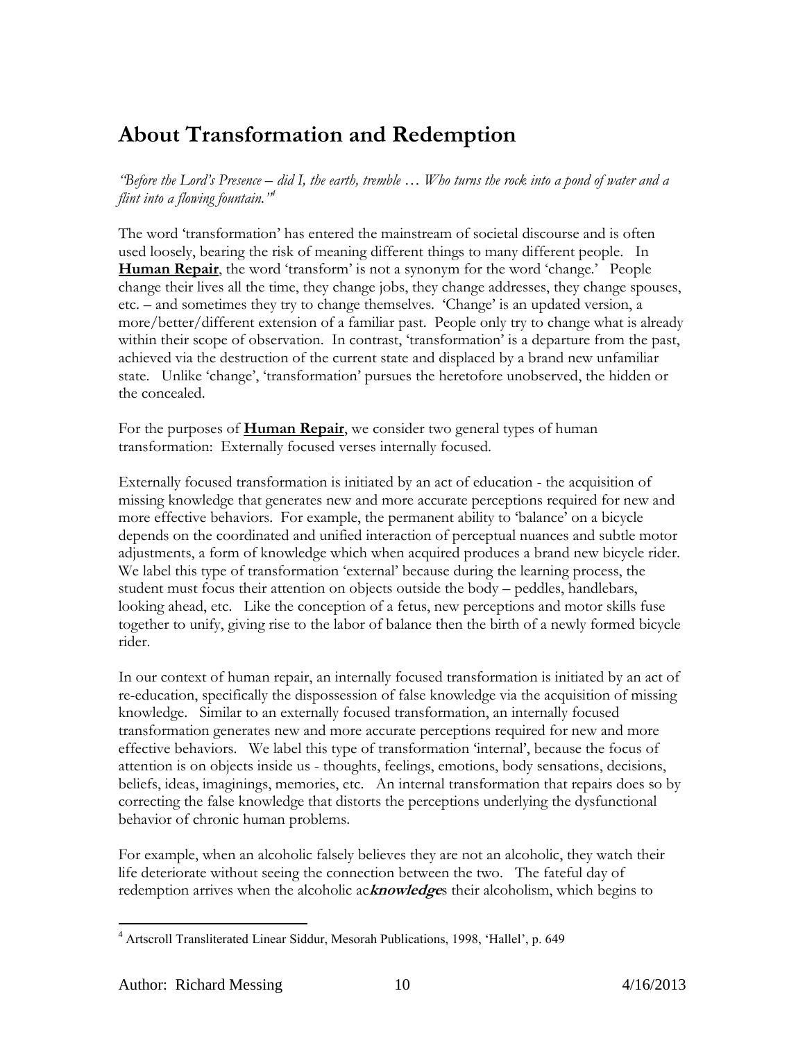# About Transformation and Redemption

*"Before the Lord's Presence – did I, the earth, tremble … Who turns the rock into a pond of water and a flint into a flowing fountain."*[4]

The word 'transformation' has entered the mainstream of societal discourse and is often used loosely, bearing the risk of meaning different things to many different people. In **Human Repair**, the word 'transform' is not a synonym for the word 'change.' People change their lives all the time, they change jobs, they change addresses, they change spouses, etc. – and sometimes they try to change themselves. 'Change' is an updated version, a more/better/different extension of a familiar past. People only try to change what is already within their scope of observation. In contrast, 'transformation' is a departure from the past, achieved via the destruction of the current state and displaced by a brand new unfamiliar state. Unlike 'change', 'transformation' pursues the heretofore unobserved, the hidden or the concealed.

For the purposes of **Human Repair**, we consider two general types of human transformation: Externally focused verses internally focused.

Externally focused transformation is initiated by an act of education - the acquisition of missing knowledge that generates new and more accurate perceptions required for new and more effective behaviors. For example, the permanent ability to 'balance' on a bicycle depends on the coordinated and unified interaction of perceptual nuances and subtle motor adjustments, a form of knowledge which when acquired produces a brand new bicycle rider. We label this type of transformation 'external' because during the learning process, the student must focus their attention on objects outside the body – peddles, handlebars, looking ahead, etc. Like the conception of a fetus, new perceptions and motor skills fuse together to unify, giving rise to the labor of balance then the birth of a newly formed bicycle rider.

In our context of human repair, an internally focused transformation is initiated by an act of re-education, specifically the dispossession of false knowledge via the acquisition of missing knowledge. Similar to an externally focused transformation, an internally focused transformation generates new and more accurate perceptions required for new and more effective behaviors. We label this type of transformation 'internal', because the focus of attention is on objects inside us - thoughts, feelings, emotions, body sensations, decisions, beliefs, ideas, imaginings, memories, etc. An internal transformation that repairs does so by correcting the false knowledge that distorts the perceptions underlying the dysfunctional behavior of chronic human problems.

For example, when an alcoholic falsely believes they are not an alcoholic, they watch their life deteriorate without seeing the connection between the two. The fateful day of redemption arrives when the alcoholic ac***knowledge***s their alcoholism, which begins to

[4] Artscroll Transliterated Linear Siddur, Mesorah Publications, 1998, 'Hallel', p. 649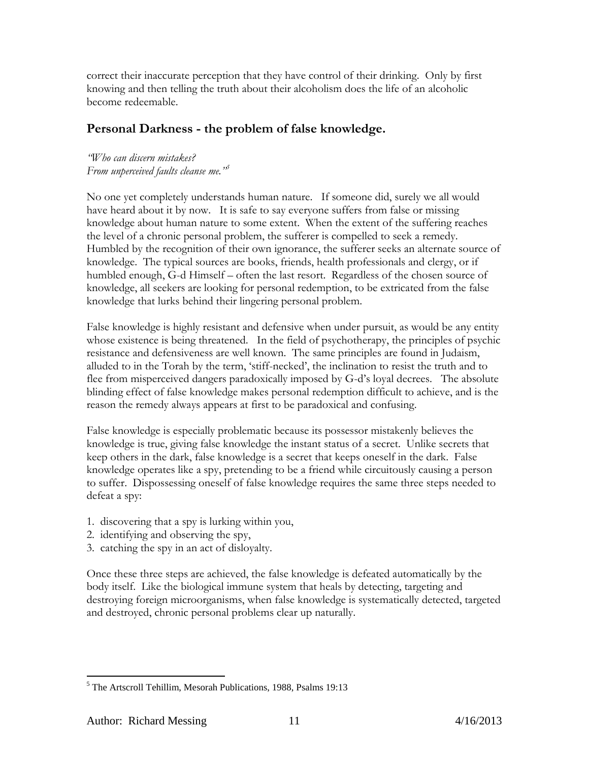correct their inaccurate perception that they have control of their drinking. Only by first knowing and then telling the truth about their alcoholism does the life of an alcoholic become redeemable.

## Personal Darkness - the problem of false knowledge.

*"Who can discern mistakes?*
*From unperceived faults cleanse me."*[5]

No one yet completely understands human nature. If someone did, surely we all would have heard about it by now. It is safe to say everyone suffers from false or missing knowledge about human nature to some extent. When the extent of the suffering reaches the level of a chronic personal problem, the sufferer is compelled to seek a remedy. Humbled by the recognition of their own ignorance, the sufferer seeks an alternate source of knowledge. The typical sources are books, friends, health professionals and clergy, or if humbled enough, G-d Himself – often the last resort. Regardless of the chosen source of knowledge, all seekers are looking for personal redemption, to be extricated from the false knowledge that lurks behind their lingering personal problem.

False knowledge is highly resistant and defensive when under pursuit, as would be any entity whose existence is being threatened. In the field of psychotherapy, the principles of psychic resistance and defensiveness are well known. The same principles are found in Judaism, alluded to in the Torah by the term, 'stiff-necked', the inclination to resist the truth and to flee from misperceived dangers paradoxically imposed by G-d's loyal decrees. The absolute blinding effect of false knowledge makes personal redemption difficult to achieve, and is the reason the remedy always appears at first to be paradoxical and confusing.

False knowledge is especially problematic because its possessor mistakenly believes the knowledge is true, giving false knowledge the instant status of a secret. Unlike secrets that keep others in the dark, false knowledge is a secret that keeps oneself in the dark. False knowledge operates like a spy, pretending to be a friend while circuitously causing a person to suffer. Dispossessing oneself of false knowledge requires the same three steps needed to defeat a spy:

1. discovering that a spy is lurking within you,
2. identifying and observing the spy,
3. catching the spy in an act of disloyalty.

Once these three steps are achieved, the false knowledge is defeated automatically by the body itself. Like the biological immune system that heals by detecting, targeting and destroying foreign microorganisms, when false knowledge is systematically detected, targeted and destroyed, chronic personal problems clear up naturally.

---

[5] The Artscroll Tehillim, Mesorah Publications, 1988, Psalms 19:13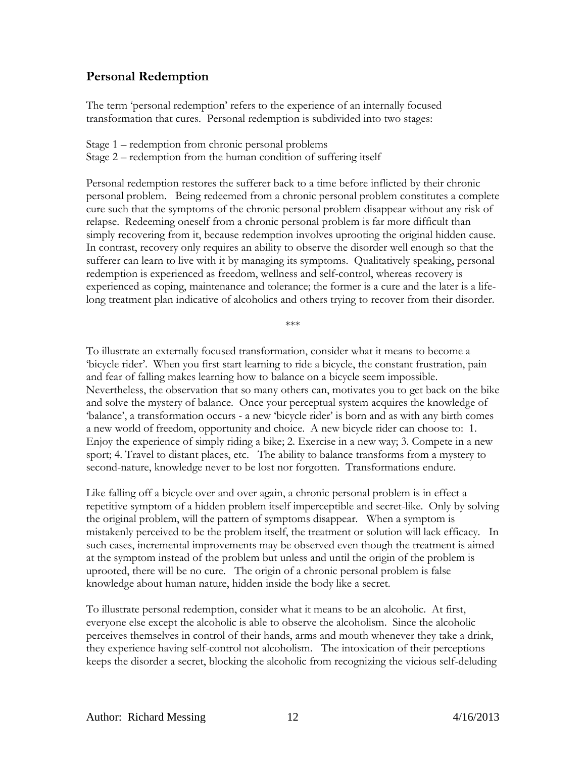## Personal Redemption

The term 'personal redemption' refers to the experience of an internally focused transformation that cures. Personal redemption is subdivided into two stages:

Stage 1 – redemption from chronic personal problems
Stage 2 – redemption from the human condition of suffering itself

Personal redemption restores the sufferer back to a time before inflicted by their chronic personal problem. Being redeemed from a chronic personal problem constitutes a complete cure such that the symptoms of the chronic personal problem disappear without any risk of relapse. Redeeming oneself from a chronic personal problem is far more difficult than simply recovering from it, because redemption involves uprooting the original hidden cause. In contrast, recovery only requires an ability to observe the disorder well enough so that the sufferer can learn to live with it by managing its symptoms. Qualitatively speaking, personal redemption is experienced as freedom, wellness and self-control, whereas recovery is experienced as coping, maintenance and tolerance; the former is a cure and the later is a life-long treatment plan indicative of alcoholics and others trying to recover from their disorder.

***

To illustrate an externally focused transformation, consider what it means to become a 'bicycle rider'. When you first start learning to ride a bicycle, the constant frustration, pain and fear of falling makes learning how to balance on a bicycle seem impossible. Nevertheless, the observation that so many others can, motivates you to get back on the bike and solve the mystery of balance. Once your perceptual system acquires the knowledge of 'balance', a transformation occurs - a new 'bicycle rider' is born and as with any birth comes a new world of freedom, opportunity and choice. A new bicycle rider can choose to: 1. Enjoy the experience of simply riding a bike; 2. Exercise in a new way; 3. Compete in a new sport; 4. Travel to distant places, etc. The ability to balance transforms from a mystery to second-nature, knowledge never to be lost nor forgotten. Transformations endure.

Like falling off a bicycle over and over again, a chronic personal problem is in effect a repetitive symptom of a hidden problem itself imperceptible and secret-like. Only by solving the original problem, will the pattern of symptoms disappear. When a symptom is mistakenly perceived to be the problem itself, the treatment or solution will lack efficacy. In such cases, incremental improvements may be observed even though the treatment is aimed at the symptom instead of the problem but unless and until the origin of the problem is uprooted, there will be no cure. The origin of a chronic personal problem is false knowledge about human nature, hidden inside the body like a secret.

To illustrate personal redemption, consider what it means to be an alcoholic. At first, everyone else except the alcoholic is able to observe the alcoholism. Since the alcoholic perceives themselves in control of their hands, arms and mouth whenever they take a drink, they experience having self-control not alcoholism. The intoxication of their perceptions keeps the disorder a secret, blocking the alcoholic from recognizing the vicious self-deluding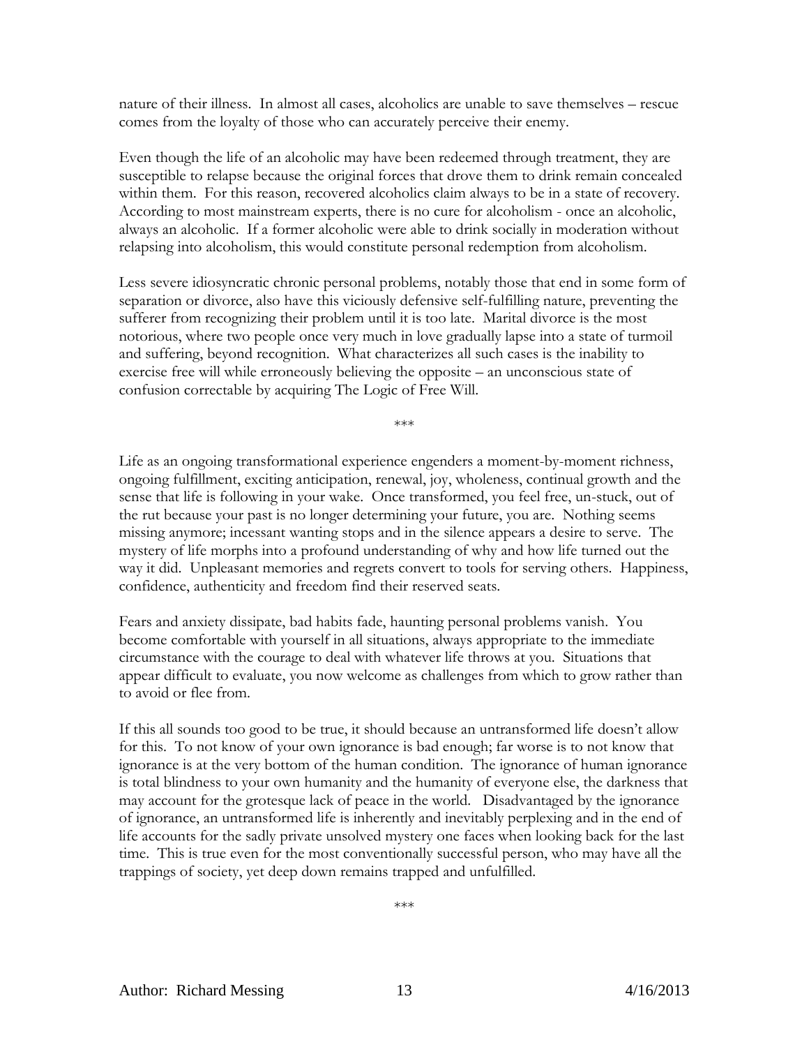nature of their illness. In almost all cases, alcoholics are unable to save themselves – rescue comes from the loyalty of those who can accurately perceive their enemy.

Even though the life of an alcoholic may have been redeemed through treatment, they are susceptible to relapse because the original forces that drove them to drink remain concealed within them. For this reason, recovered alcoholics claim always to be in a state of recovery. According to most mainstream experts, there is no cure for alcoholism - once an alcoholic, always an alcoholic. If a former alcoholic were able to drink socially in moderation without relapsing into alcoholism, this would constitute personal redemption from alcoholism.

Less severe idiosyncratic chronic personal problems, notably those that end in some form of separation or divorce, also have this viciously defensive self-fulfilling nature, preventing the sufferer from recognizing their problem until it is too late. Marital divorce is the most notorious, where two people once very much in love gradually lapse into a state of turmoil and suffering, beyond recognition. What characterizes all such cases is the inability to exercise free will while erroneously believing the opposite – an unconscious state of confusion correctable by acquiring The Logic of Free Will.

\*\*\*

Life as an ongoing transformational experience engenders a moment-by-moment richness, ongoing fulfillment, exciting anticipation, renewal, joy, wholeness, continual growth and the sense that life is following in your wake. Once transformed, you feel free, un-stuck, out of the rut because your past is no longer determining your future, you are. Nothing seems missing anymore; incessant wanting stops and in the silence appears a desire to serve. The mystery of life morphs into a profound understanding of why and how life turned out the way it did. Unpleasant memories and regrets convert to tools for serving others. Happiness, confidence, authenticity and freedom find their reserved seats.

Fears and anxiety dissipate, bad habits fade, haunting personal problems vanish. You become comfortable with yourself in all situations, always appropriate to the immediate circumstance with the courage to deal with whatever life throws at you. Situations that appear difficult to evaluate, you now welcome as challenges from which to grow rather than to avoid or flee from.

If this all sounds too good to be true, it should because an untransformed life doesn't allow for this. To not know of your own ignorance is bad enough; far worse is to not know that ignorance is at the very bottom of the human condition. The ignorance of human ignorance is total blindness to your own humanity and the humanity of everyone else, the darkness that may account for the grotesque lack of peace in the world. Disadvantaged by the ignorance of ignorance, an untransformed life is inherently and inevitably perplexing and in the end of life accounts for the sadly private unsolved mystery one faces when looking back for the last time. This is true even for the most conventionally successful person, who may have all the trappings of society, yet deep down remains trapped and unfulfilled.

\*\*\*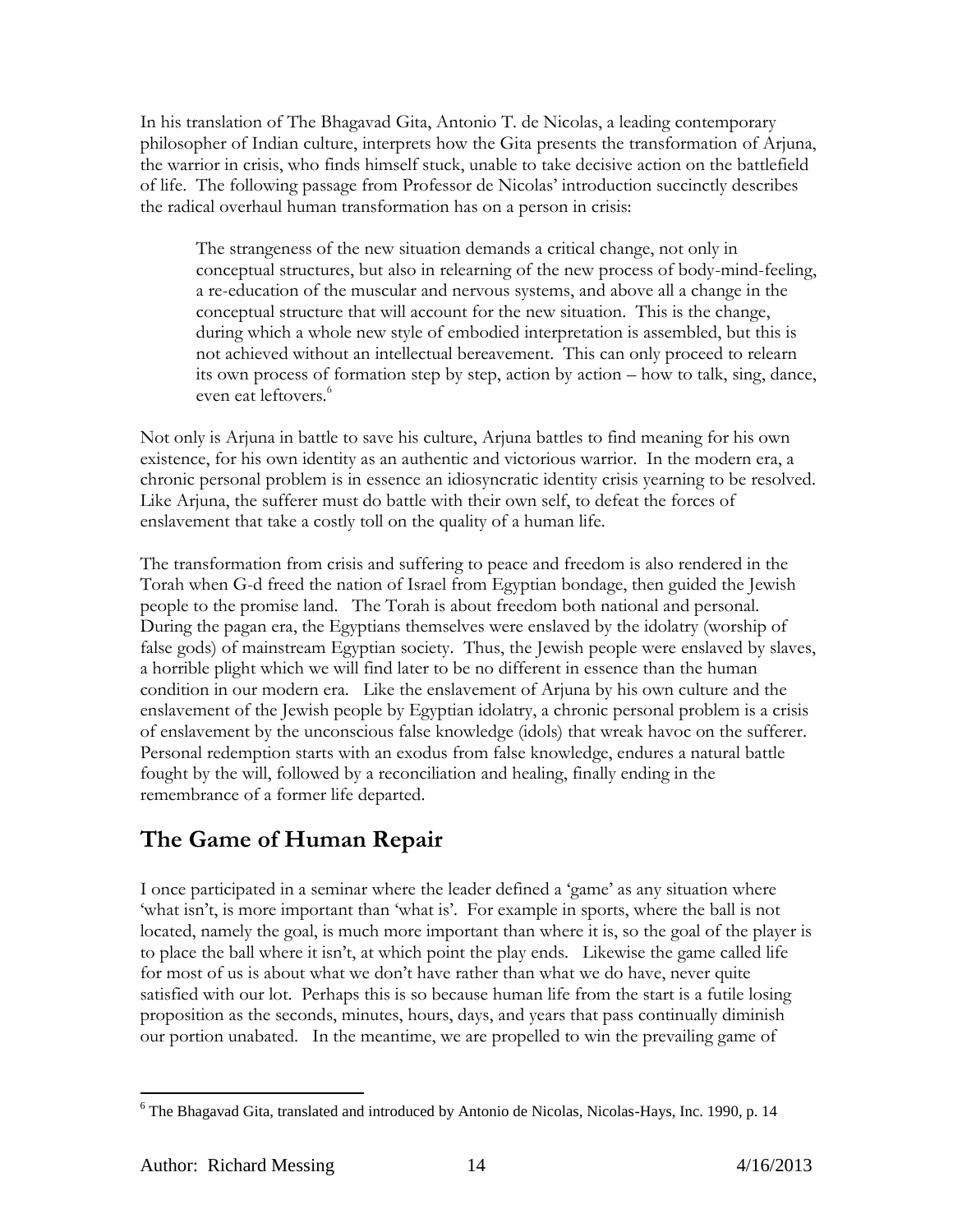In his translation of The Bhagavad Gita, Antonio T. de Nicolas, a leading contemporary philosopher of Indian culture, interprets how the Gita presents the transformation of Arjuna, the warrior in crisis, who finds himself stuck, unable to take decisive action on the battlefield of life. The following passage from Professor de Nicolas' introduction succinctly describes the radical overhaul human transformation has on a person in crisis:

> The strangeness of the new situation demands a critical change, not only in conceptual structures, but also in relearning of the new process of body-mind-feeling, a re-education of the muscular and nervous systems, and above all a change in the conceptual structure that will account for the new situation. This is the change, during which a whole new style of embodied interpretation is assembled, but this is not achieved without an intellectual bereavement. This can only proceed to relearn its own process of formation step by step, action by action – how to talk, sing, dance, even eat leftovers.[6]

Not only is Arjuna in battle to save his culture, Arjuna battles to find meaning for his own existence, for his own identity as an authentic and victorious warrior. In the modern era, a chronic personal problem is in essence an idiosyncratic identity crisis yearning to be resolved. Like Arjuna, the sufferer must do battle with their own self, to defeat the forces of enslavement that take a costly toll on the quality of a human life.

The transformation from crisis and suffering to peace and freedom is also rendered in the Torah when G-d freed the nation of Israel from Egyptian bondage, then guided the Jewish people to the promise land. The Torah is about freedom both national and personal. During the pagan era, the Egyptians themselves were enslaved by the idolatry (worship of false gods) of mainstream Egyptian society. Thus, the Jewish people were enslaved by slaves, a horrible plight which we will find later to be no different in essence than the human condition in our modern era. Like the enslavement of Arjuna by his own culture and the enslavement of the Jewish people by Egyptian idolatry, a chronic personal problem is a crisis of enslavement by the unconscious false knowledge (idols) that wreak havoc on the sufferer. Personal redemption starts with an exodus from false knowledge, endures a natural battle fought by the will, followed by a reconciliation and healing, finally ending in the remembrance of a former life departed.

## The Game of Human Repair

I once participated in a seminar where the leader defined a 'game' as any situation where 'what isn't, is more important than 'what is'. For example in sports, where the ball is not located, namely the goal, is much more important than where it is, so the goal of the player is to place the ball where it isn't, at which point the play ends. Likewise the game called life for most of us is about what we don't have rather than what we do have, never quite satisfied with our lot. Perhaps this is so because human life from the start is a futile losing proposition as the seconds, minutes, hours, days, and years that pass continually diminish our portion unabated. In the meantime, we are propelled to win the prevailing game of

---

[6] The Bhagavad Gita, translated and introduced by Antonio de Nicolas, Nicolas-Hays, Inc. 1990, p. 14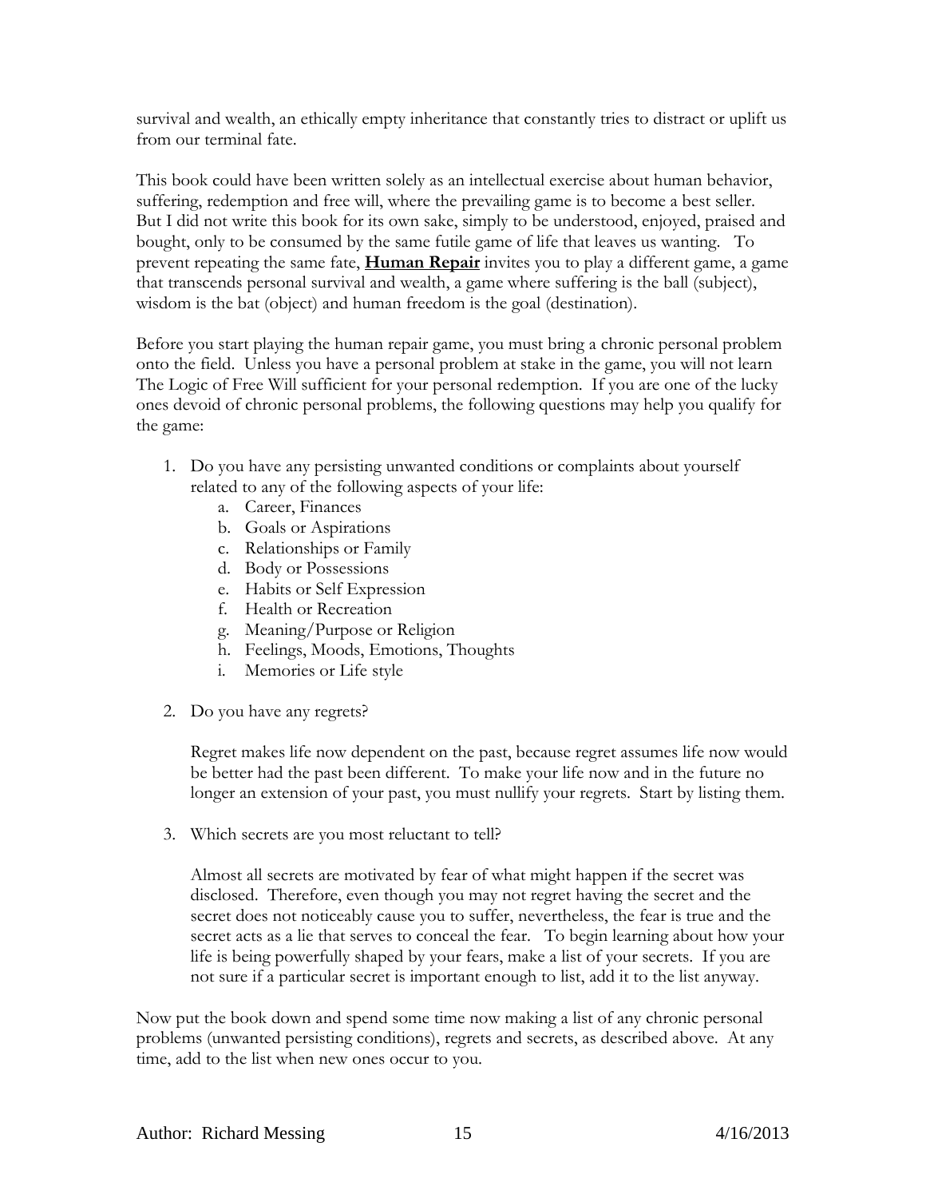survival and wealth, an ethically empty inheritance that constantly tries to distract or uplift us from our terminal fate.

This book could have been written solely as an intellectual exercise about human behavior, suffering, redemption and free will, where the prevailing game is to become a best seller. But I did not write this book for its own sake, simply to be understood, enjoyed, praised and bought, only to be consumed by the same futile game of life that leaves us wanting. To prevent repeating the same fate, **Human Repair** invites you to play a different game, a game that transcends personal survival and wealth, a game where suffering is the ball (subject), wisdom is the bat (object) and human freedom is the goal (destination).

Before you start playing the human repair game, you must bring a chronic personal problem onto the field. Unless you have a personal problem at stake in the game, you will not learn The Logic of Free Will sufficient for your personal redemption. If you are one of the lucky ones devoid of chronic personal problems, the following questions may help you qualify for the game:

1. Do you have any persisting unwanted conditions or complaints about yourself related to any of the following aspects of your life:
   a. Career, Finances
   b. Goals or Aspirations
   c. Relationships or Family
   d. Body or Possessions
   e. Habits or Self Expression
   f. Health or Recreation
   g. Meaning/Purpose or Religion
   h. Feelings, Moods, Emotions, Thoughts
   i. Memories or Life style

2. Do you have any regrets?

   Regret makes life now dependent on the past, because regret assumes life now would be better had the past been different. To make your life now and in the future no longer an extension of your past, you must nullify your regrets. Start by listing them.

3. Which secrets are you most reluctant to tell?

   Almost all secrets are motivated by fear of what might happen if the secret was disclosed. Therefore, even though you may not regret having the secret and the secret does not noticeably cause you to suffer, nevertheless, the fear is true and the secret acts as a lie that serves to conceal the fear. To begin learning about how your life is being powerfully shaped by your fears, make a list of your secrets. If you are not sure if a particular secret is important enough to list, add it to the list anyway.

Now put the book down and spend some time now making a list of any chronic personal problems (unwanted persisting conditions), regrets and secrets, as described above. At any time, add to the list when new ones occur to you.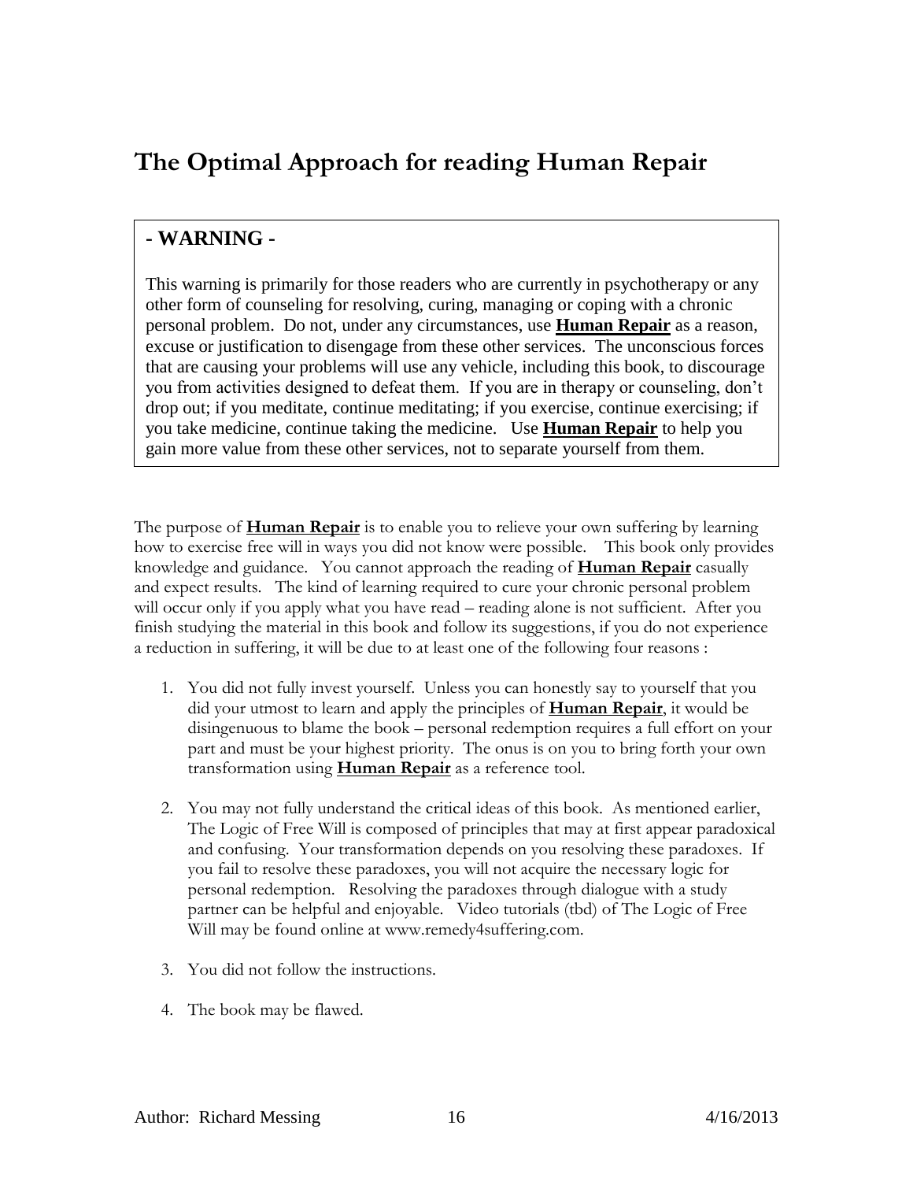# The Optimal Approach for reading Human Repair

> **- WARNING -**
>
> This warning is primarily for those readers who are currently in psychotherapy or any other form of counseling for resolving, curing, managing or coping with a chronic personal problem. Do not, under any circumstances, use **Human Repair** as a reason, excuse or justification to disengage from these other services. The unconscious forces that are causing your problems will use any vehicle, including this book, to discourage you from activities designed to defeat them. If you are in therapy or counseling, don't drop out; if you meditate, continue meditating; if you exercise, continue exercising; if you take medicine, continue taking the medicine. Use **Human Repair** to help you gain more value from these other services, not to separate yourself from them.

The purpose of **Human Repair** is to enable you to relieve your own suffering by learning how to exercise free will in ways you did not know were possible. This book only provides knowledge and guidance. You cannot approach the reading of **Human Repair** casually and expect results. The kind of learning required to cure your chronic personal problem will occur only if you apply what you have read – reading alone is not sufficient. After you finish studying the material in this book and follow its suggestions, if you do not experience a reduction in suffering, it will be due to at least one of the following four reasons :

1. You did not fully invest yourself. Unless you can honestly say to yourself that you did your utmost to learn and apply the principles of **Human Repair**, it would be disingenuous to blame the book – personal redemption requires a full effort on your part and must be your highest priority. The onus is on you to bring forth your own transformation using **Human Repair** as a reference tool.

2. You may not fully understand the critical ideas of this book. As mentioned earlier, The Logic of Free Will is composed of principles that may at first appear paradoxical and confusing. Your transformation depends on you resolving these paradoxes. If you fail to resolve these paradoxes, you will not acquire the necessary logic for personal redemption. Resolving the paradoxes through dialogue with a study partner can be helpful and enjoyable. Video tutorials (tbd) of The Logic of Free Will may be found online at www.remedy4suffering.com.

3. You did not follow the instructions.

4. The book may be flawed.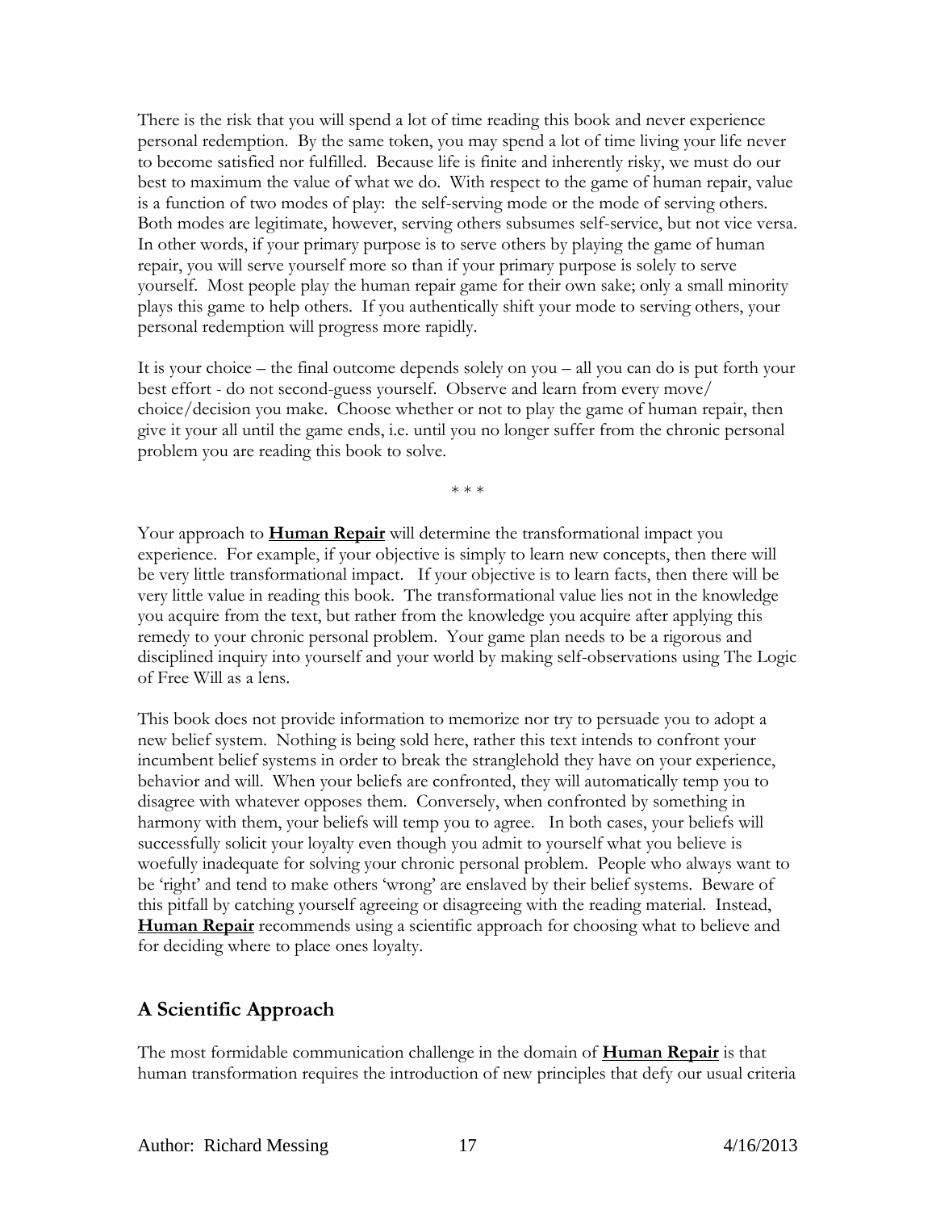There is the risk that you will spend a lot of time reading this book and never experience personal redemption. By the same token, you may spend a lot of time living your life never to become satisfied nor fulfilled. Because life is finite and inherently risky, we must do our best to maximum the value of what we do. With respect to the game of human repair, value is a function of two modes of play: the self-serving mode or the mode of serving others. Both modes are legitimate, however, serving others subsumes self-service, but not vice versa. In other words, if your primary purpose is to serve others by playing the game of human repair, you will serve yourself more so than if your primary purpose is solely to serve yourself. Most people play the human repair game for their own sake; only a small minority plays this game to help others. If you authentically shift your mode to serving others, your personal redemption will progress more rapidly.

It is your choice – the final outcome depends solely on you – all you can do is put forth your best effort - do not second-guess yourself. Observe and learn from every move/ choice/decision you make. Choose whether or not to play the game of human repair, then give it your all until the game ends, i.e. until you no longer suffer from the chronic personal problem you are reading this book to solve.

\* \* \*

Your approach to **Human Repair** will determine the transformational impact you experience. For example, if your objective is simply to learn new concepts, then there will be very little transformational impact. If your objective is to learn facts, then there will be very little value in reading this book. The transformational value lies not in the knowledge you acquire from the text, but rather from the knowledge you acquire after applying this remedy to your chronic personal problem. Your game plan needs to be a rigorous and disciplined inquiry into yourself and your world by making self-observations using The Logic of Free Will as a lens.

This book does not provide information to memorize nor try to persuade you to adopt a new belief system. Nothing is being sold here, rather this text intends to confront your incumbent belief systems in order to break the stranglehold they have on your experience, behavior and will. When your beliefs are confronted, they will automatically temp you to disagree with whatever opposes them. Conversely, when confronted by something in harmony with them, your beliefs will temp you to agree. In both cases, your beliefs will successfully solicit your loyalty even though you admit to yourself what you believe is woefully inadequate for solving your chronic personal problem. People who always want to be 'right' and tend to make others 'wrong' are enslaved by their belief systems. Beware of this pitfall by catching yourself agreeing or disagreeing with the reading material. Instead, **Human Repair** recommends using a scientific approach for choosing what to believe and for deciding where to place ones loyalty.

## A Scientific Approach

The most formidable communication challenge in the domain of **Human Repair** is that human transformation requires the introduction of new principles that defy our usual criteria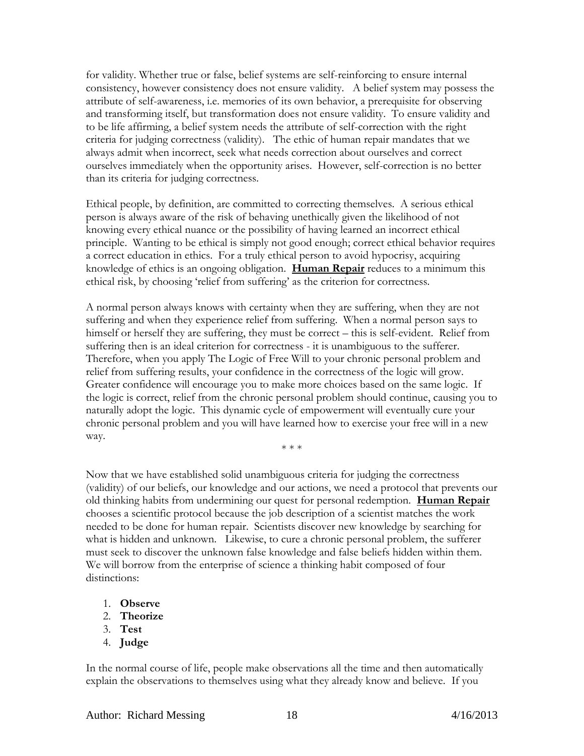for validity. Whether true or false, belief systems are self-reinforcing to ensure internal consistency, however consistency does not ensure validity. A belief system may possess the attribute of self-awareness, i.e. memories of its own behavior, a prerequisite for observing and transforming itself, but transformation does not ensure validity. To ensure validity and to be life affirming, a belief system needs the attribute of self-correction with the right criteria for judging correctness (validity). The ethic of human repair mandates that we always admit when incorrect, seek what needs correction about ourselves and correct ourselves immediately when the opportunity arises. However, self-correction is no better than its criteria for judging correctness.

Ethical people, by definition, are committed to correcting themselves. A serious ethical person is always aware of the risk of behaving unethically given the likelihood of not knowing every ethical nuance or the possibility of having learned an incorrect ethical principle. Wanting to be ethical is simply not good enough; correct ethical behavior requires a correct education in ethics. For a truly ethical person to avoid hypocrisy, acquiring knowledge of ethics is an ongoing obligation. **Human Repair** reduces to a minimum this ethical risk, by choosing 'relief from suffering' as the criterion for correctness.

A normal person always knows with certainty when they are suffering, when they are not suffering and when they experience relief from suffering. When a normal person says to himself or herself they are suffering, they must be correct – this is self-evident. Relief from suffering then is an ideal criterion for correctness - it is unambiguous to the sufferer. Therefore, when you apply The Logic of Free Will to your chronic personal problem and relief from suffering results, your confidence in the correctness of the logic will grow. Greater confidence will encourage you to make more choices based on the same logic. If the logic is correct, relief from the chronic personal problem should continue, causing you to naturally adopt the logic. This dynamic cycle of empowerment will eventually cure your chronic personal problem and you will have learned how to exercise your free will in a new way.

\* \* \*

Now that we have established solid unambiguous criteria for judging the correctness (validity) of our beliefs, our knowledge and our actions, we need a protocol that prevents our old thinking habits from undermining our quest for personal redemption. **Human Repair** chooses a scientific protocol because the job description of a scientist matches the work needed to be done for human repair. Scientists discover new knowledge by searching for what is hidden and unknown. Likewise, to cure a chronic personal problem, the sufferer must seek to discover the unknown false knowledge and false beliefs hidden within them. We will borrow from the enterprise of science a thinking habit composed of four distinctions:

1. **Observe**
2. **Theorize**
3. **Test**
4. **Judge**

In the normal course of life, people make observations all the time and then automatically explain the observations to themselves using what they already know and believe. If you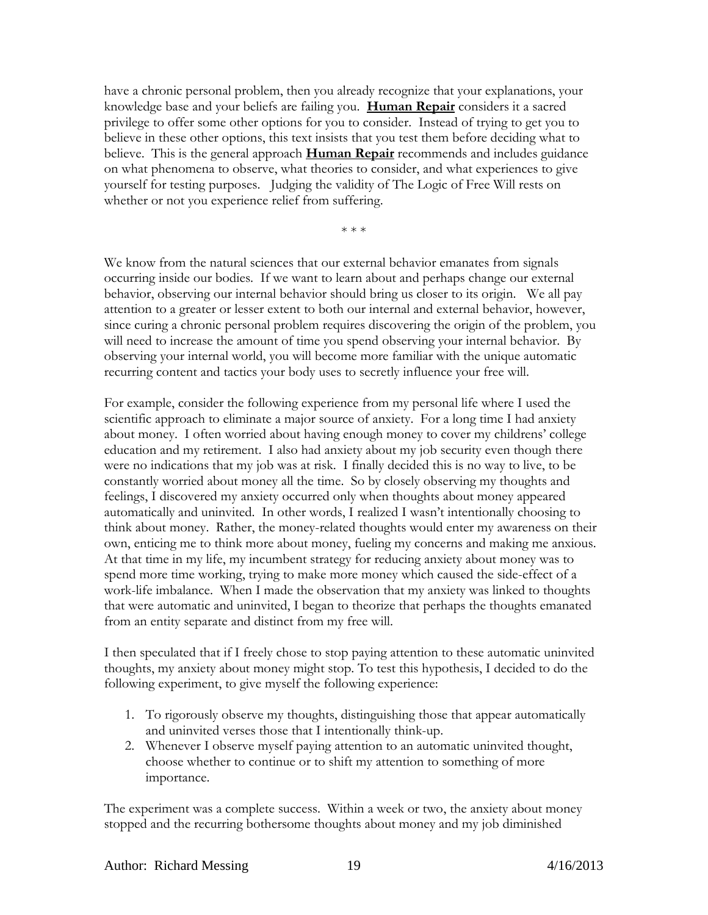have a chronic personal problem, then you already recognize that your explanations, your knowledge base and your beliefs are failing you. **Human Repair** considers it a sacred privilege to offer some other options for you to consider. Instead of trying to get you to believe in these other options, this text insists that you test them before deciding what to believe. This is the general approach **Human Repair** recommends and includes guidance on what phenomena to observe, what theories to consider, and what experiences to give yourself for testing purposes. Judging the validity of The Logic of Free Will rests on whether or not you experience relief from suffering.

* * *

We know from the natural sciences that our external behavior emanates from signals occurring inside our bodies. If we want to learn about and perhaps change our external behavior, observing our internal behavior should bring us closer to its origin. We all pay attention to a greater or lesser extent to both our internal and external behavior, however, since curing a chronic personal problem requires discovering the origin of the problem, you will need to increase the amount of time you spend observing your internal behavior. By observing your internal world, you will become more familiar with the unique automatic recurring content and tactics your body uses to secretly influence your free will.

For example, consider the following experience from my personal life where I used the scientific approach to eliminate a major source of anxiety. For a long time I had anxiety about money. I often worried about having enough money to cover my childrens' college education and my retirement. I also had anxiety about my job security even though there were no indications that my job was at risk. I finally decided this is no way to live, to be constantly worried about money all the time. So by closely observing my thoughts and feelings, I discovered my anxiety occurred only when thoughts about money appeared automatically and uninvited. In other words, I realized I wasn't intentionally choosing to think about money. Rather, the money-related thoughts would enter my awareness on their own, enticing me to think more about money, fueling my concerns and making me anxious. At that time in my life, my incumbent strategy for reducing anxiety about money was to spend more time working, trying to make more money which caused the side-effect of a work-life imbalance. When I made the observation that my anxiety was linked to thoughts that were automatic and uninvited, I began to theorize that perhaps the thoughts emanated from an entity separate and distinct from my free will.

I then speculated that if I freely chose to stop paying attention to these automatic uninvited thoughts, my anxiety about money might stop. To test this hypothesis, I decided to do the following experiment, to give myself the following experience:

1. To rigorously observe my thoughts, distinguishing those that appear automatically and uninvited verses those that I intentionally think-up.
2. Whenever I observe myself paying attention to an automatic uninvited thought, choose whether to continue or to shift my attention to something of more importance.

The experiment was a complete success. Within a week or two, the anxiety about money stopped and the recurring bothersome thoughts about money and my job diminished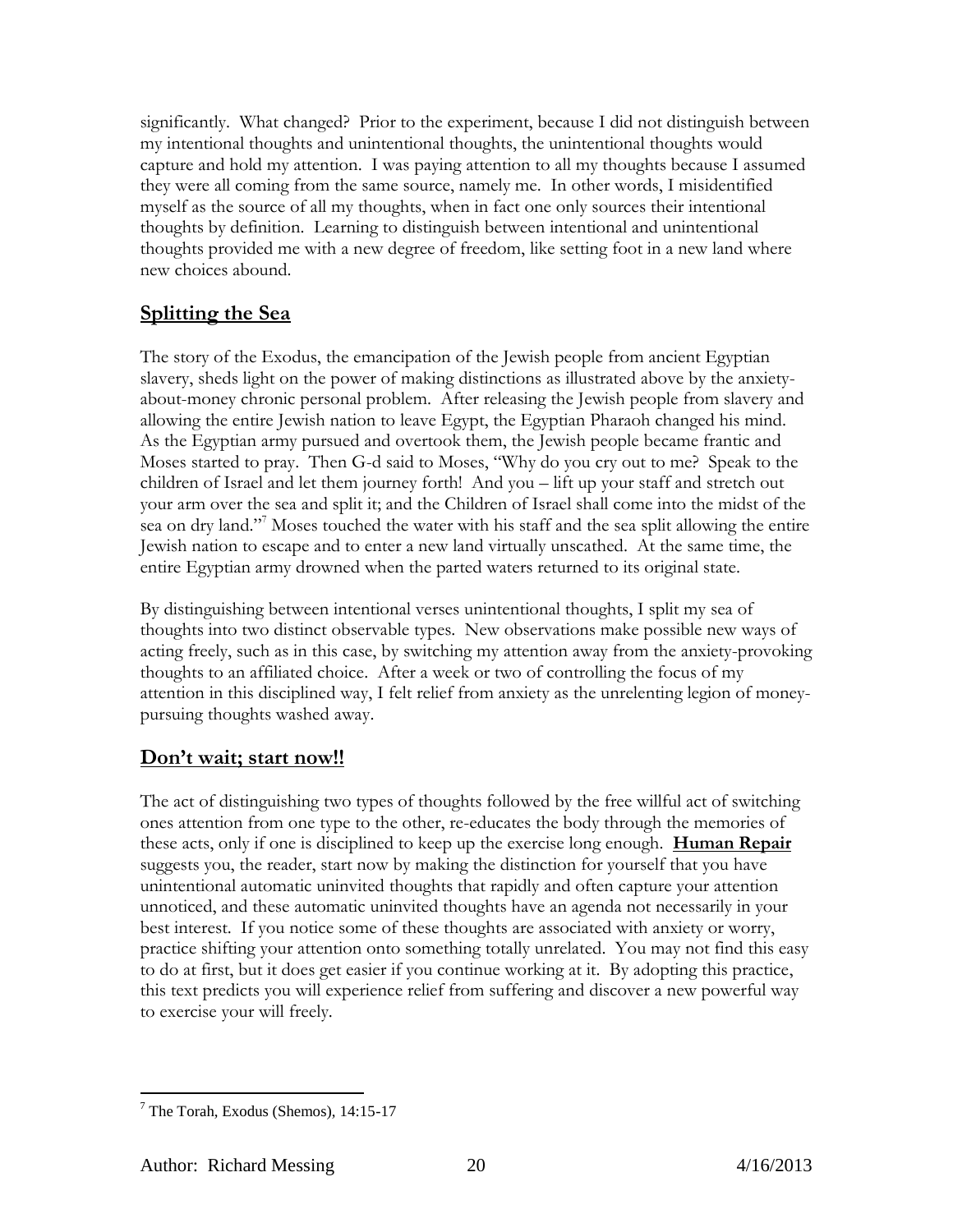significantly. What changed? Prior to the experiment, because I did not distinguish between my intentional thoughts and unintentional thoughts, the unintentional thoughts would capture and hold my attention. I was paying attention to all my thoughts because I assumed they were all coming from the same source, namely me. In other words, I misidentified myself as the source of all my thoughts, when in fact one only sources their intentional thoughts by definition. Learning to distinguish between intentional and unintentional thoughts provided me with a new degree of freedom, like setting foot in a new land where new choices abound.

## Splitting the Sea

The story of the Exodus, the emancipation of the Jewish people from ancient Egyptian slavery, sheds light on the power of making distinctions as illustrated above by the anxiety-about-money chronic personal problem. After releasing the Jewish people from slavery and allowing the entire Jewish nation to leave Egypt, the Egyptian Pharaoh changed his mind. As the Egyptian army pursued and overtook them, the Jewish people became frantic and Moses started to pray. Then G-d said to Moses, "Why do you cry out to me? Speak to the children of Israel and let them journey forth! And you – lift up your staff and stretch out your arm over the sea and split it; and the Children of Israel shall come into the midst of the sea on dry land."[7] Moses touched the water with his staff and the sea split allowing the entire Jewish nation to escape and to enter a new land virtually unscathed. At the same time, the entire Egyptian army drowned when the parted waters returned to its original state.

By distinguishing between intentional verses unintentional thoughts, I split my sea of thoughts into two distinct observable types. New observations make possible new ways of acting freely, such as in this case, by switching my attention away from the anxiety-provoking thoughts to an affiliated choice. After a week or two of controlling the focus of my attention in this disciplined way, I felt relief from anxiety as the unrelenting legion of money-pursuing thoughts washed away.

## Don't wait; start now!!

The act of distinguishing two types of thoughts followed by the free willful act of switching ones attention from one type to the other, re-educates the body through the memories of these acts, only if one is disciplined to keep up the exercise long enough. **Human Repair** suggests you, the reader, start now by making the distinction for yourself that you have unintentional automatic uninvited thoughts that rapidly and often capture your attention unnoticed, and these automatic uninvited thoughts have an agenda not necessarily in your best interest. If you notice some of these thoughts are associated with anxiety or worry, practice shifting your attention onto something totally unrelated. You may not find this easy to do at first, but it does get easier if you continue working at it. By adopting this practice, this text predicts you will experience relief from suffering and discover a new powerful way to exercise your will freely.

---

[7] The Torah, Exodus (Shemos), 14:15-17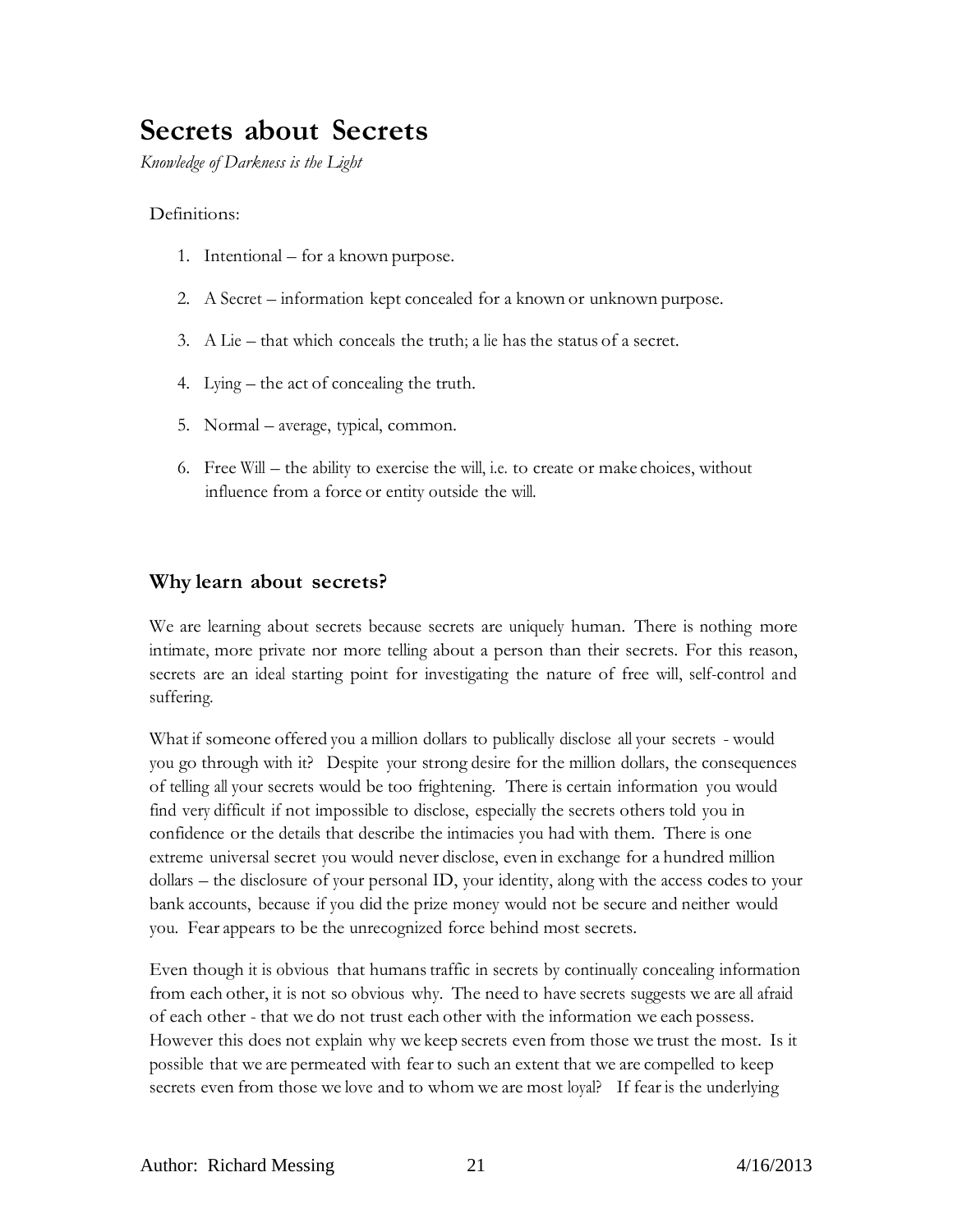# Secrets about Secrets

*Knowledge of Darkness is the Light*

Definitions:

1. Intentional – for a known purpose.
2. A Secret – information kept concealed for a known or unknown purpose.
3. A Lie – that which conceals the truth; a lie has the status of a secret.
4. Lying – the act of concealing the truth.
5. Normal – average, typical, common.
6. Free Will – the ability to exercise the will, i.e. to create or make choices, without influence from a force or entity outside the will.

## Why learn about secrets?

We are learning about secrets because secrets are uniquely human. There is nothing more intimate, more private nor more telling about a person than their secrets. For this reason, secrets are an ideal starting point for investigating the nature of free will, self-control and suffering.

What if someone offered you a million dollars to publically disclose all your secrets - would you go through with it? Despite your strong desire for the million dollars, the consequences of telling all your secrets would be too frightening. There is certain information you would find very difficult if not impossible to disclose, especially the secrets others told you in confidence or the details that describe the intimacies you had with them. There is one extreme universal secret you would never disclose, even in exchange for a hundred million dollars – the disclosure of your personal ID, your identity, along with the access codes to your bank accounts, because if you did the prize money would not be secure and neither would you. Fear appears to be the unrecognized force behind most secrets.

Even though it is obvious that humans traffic in secrets by continually concealing information from each other, it is not so obvious why. The need to have secrets suggests we are all afraid of each other - that we do not trust each other with the information we each possess. However this does not explain why we keep secrets even from those we trust the most. Is it possible that we are permeated with fear to such an extent that we are compelled to keep secrets even from those we love and to whom we are most loyal? If fear is the underlying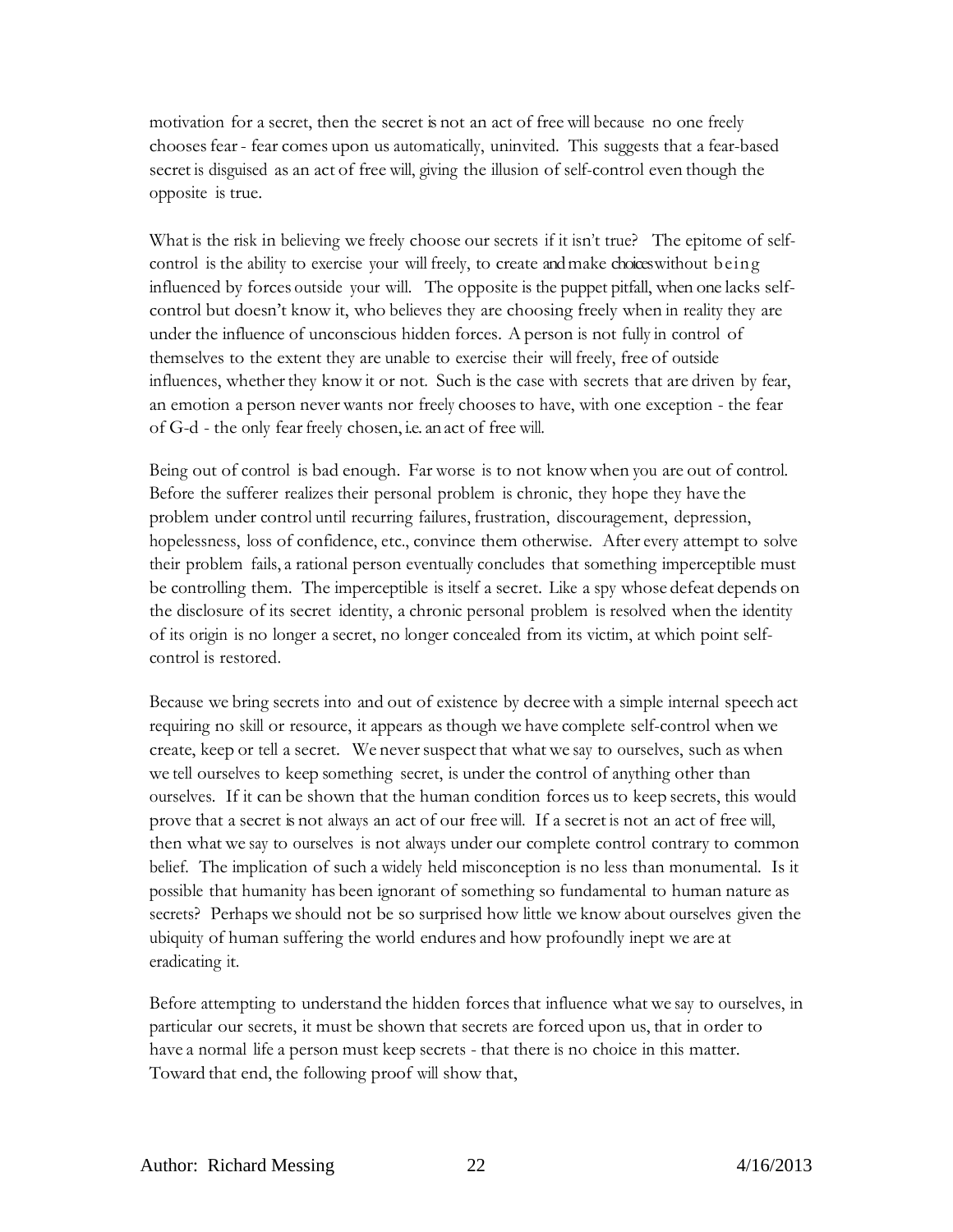motivation for a secret, then the secret is not an act of free will because no one freely chooses fear - fear comes upon us automatically, uninvited. This suggests that a fear-based secret is disguised as an act of free will, giving the illusion of self-control even though the opposite is true.

What is the risk in believing we freely choose our secrets if it isn't true? The epitome of self-control is the ability to exercise your will freely, to create and make choices without being influenced by forces outside your will. The opposite is the puppet pitfall, when one lacks self-control but doesn't know it, who believes they are choosing freely when in reality they are under the influence of unconscious hidden forces. A person is not fully in control of themselves to the extent they are unable to exercise their will freely, free of outside influences, whether they know it or not. Such is the case with secrets that are driven by fear, an emotion a person never wants nor freely chooses to have, with one exception - the fear of G-d - the only fear freely chosen, i.e. an act of free will.

Being out of control is bad enough. Far worse is to not know when you are out of control. Before the sufferer realizes their personal problem is chronic, they hope they have the problem under control until recurring failures, frustration, discouragement, depression, hopelessness, loss of confidence, etc., convince them otherwise. After every attempt to solve their problem fails, a rational person eventually concludes that something imperceptible must be controlling them. The imperceptible is itself a secret. Like a spy whose defeat depends on the disclosure of its secret identity, a chronic personal problem is resolved when the identity of its origin is no longer a secret, no longer concealed from its victim, at which point self-control is restored.

Because we bring secrets into and out of existence by decree with a simple internal speech act requiring no skill or resource, it appears as though we have complete self-control when we create, keep or tell a secret. We never suspect that what we say to ourselves, such as when we tell ourselves to keep something secret, is under the control of anything other than ourselves. If it can be shown that the human condition forces us to keep secrets, this would prove that a secret is not always an act of our free will. If a secret is not an act of free will, then what we say to ourselves is not always under our complete control contrary to common belief. The implication of such a widely held misconception is no less than monumental. Is it possible that humanity has been ignorant of something so fundamental to human nature as secrets? Perhaps we should not be so surprised how little we know about ourselves given the ubiquity of human suffering the world endures and how profoundly inept we are at eradicating it.

Before attempting to understand the hidden forces that influence what we say to ourselves, in particular our secrets, it must be shown that secrets are forced upon us, that in order to have a normal life a person must keep secrets - that there is no choice in this matter. Toward that end, the following proof will show that,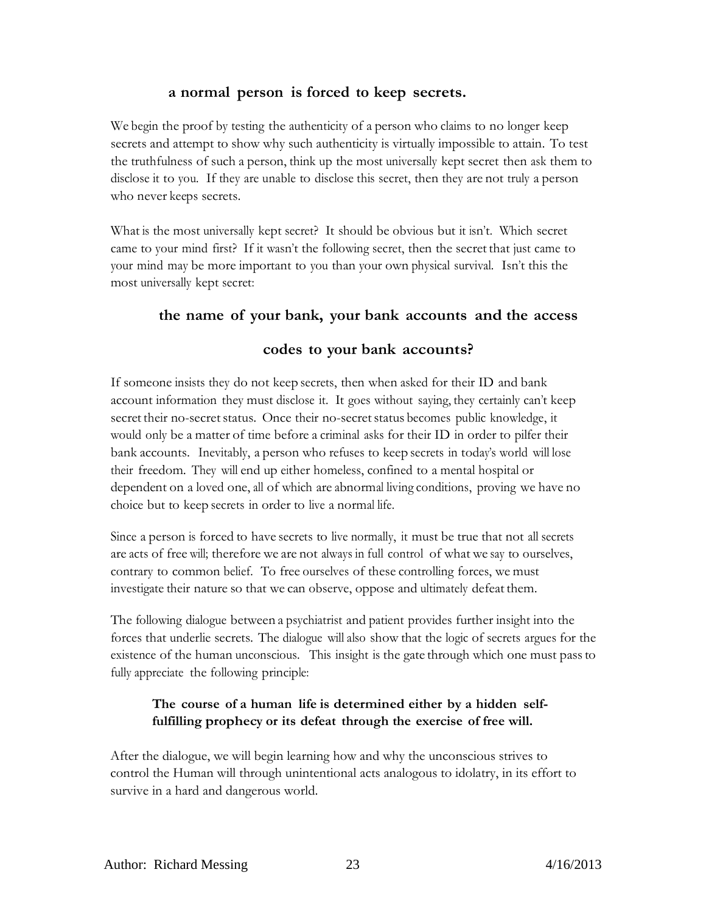**a normal person is forced to keep secrets.**

We begin the proof by testing the authenticity of a person who claims to no longer keep secrets and attempt to show why such authenticity is virtually impossible to attain. To test the truthfulness of such a person, think up the most universally kept secret then ask them to disclose it to you. If they are unable to disclose this secret, then they are not truly a person who never keeps secrets.

What is the most universally kept secret? It should be obvious but it isn't. Which secret came to your mind first? If it wasn't the following secret, then the secret that just came to your mind may be more important to you than your own physical survival. Isn't this the most universally kept secret:

**the name of your bank, your bank accounts and the access codes to your bank accounts?**

If someone insists they do not keep secrets, then when asked for their ID and bank account information they must disclose it. It goes without saying, they certainly can't keep secret their no-secret status. Once their no-secret status becomes public knowledge, it would only be a matter of time before a criminal asks for their ID in order to pilfer their bank accounts. Inevitably, a person who refuses to keep secrets in today's world will lose their freedom. They will end up either homeless, confined to a mental hospital or dependent on a loved one, all of which are abnormal living conditions, proving we have no choice but to keep secrets in order to live a normal life.

Since a person is forced to have secrets to live normally, it must be true that not all secrets are acts of free will; therefore we are not always in full control of what we say to ourselves, contrary to common belief. To free ourselves of these controlling forces, we must investigate their nature so that we can observe, oppose and ultimately defeat them.

The following dialogue between a psychiatrist and patient provides further insight into the forces that underlie secrets. The dialogue will also show that the logic of secrets argues for the existence of the human unconscious. This insight is the gate through which one must pass to fully appreciate the following principle:

**The course of a human life is determined either by a hidden self-fulfilling prophecy or its defeat through the exercise of free will.**

After the dialogue, we will begin learning how and why the unconscious strives to control the Human will through unintentional acts analogous to idolatry, in its effort to survive in a hard and dangerous world.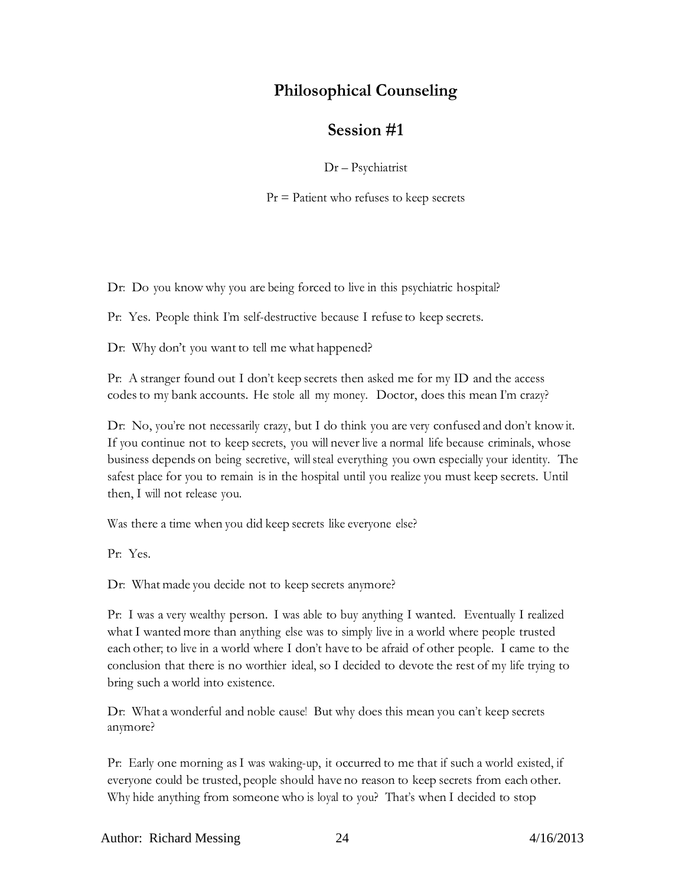# Philosophical Counseling

## Session #1

Dr – Psychiatrist

Pr = Patient who refuses to keep secrets

Dr: Do you know why you are being forced to live in this psychiatric hospital?

Pr: Yes. People think I'm self-destructive because I refuse to keep secrets.

Dr: Why don't you want to tell me what happened?

Pr: A stranger found out I don't keep secrets then asked me for my ID and the access codes to my bank accounts. He stole all my money. Doctor, does this mean I'm crazy?

Dr: No, you're not necessarily crazy, but I do think you are very confused and don't know it. If you continue not to keep secrets, you will never live a normal life because criminals, whose business depends on being secretive, will steal everything you own especially your identity. The safest place for you to remain is in the hospital until you realize you must keep secrets. Until then, I will not release you.

Was there a time when you did keep secrets like everyone else?

Pr: Yes.

Dr: What made you decide not to keep secrets anymore?

Pr: I was a very wealthy person. I was able to buy anything I wanted. Eventually I realized what I wanted more than anything else was to simply live in a world where people trusted each other; to live in a world where I don't have to be afraid of other people. I came to the conclusion that there is no worthier ideal, so I decided to devote the rest of my life trying to bring such a world into existence.

Dr: What a wonderful and noble cause! But why does this mean you can't keep secrets anymore?

Pr: Early one morning as I was waking-up, it occurred to me that if such a world existed, if everyone could be trusted, people should have no reason to keep secrets from each other. Why hide anything from someone who is loyal to you? That's when I decided to stop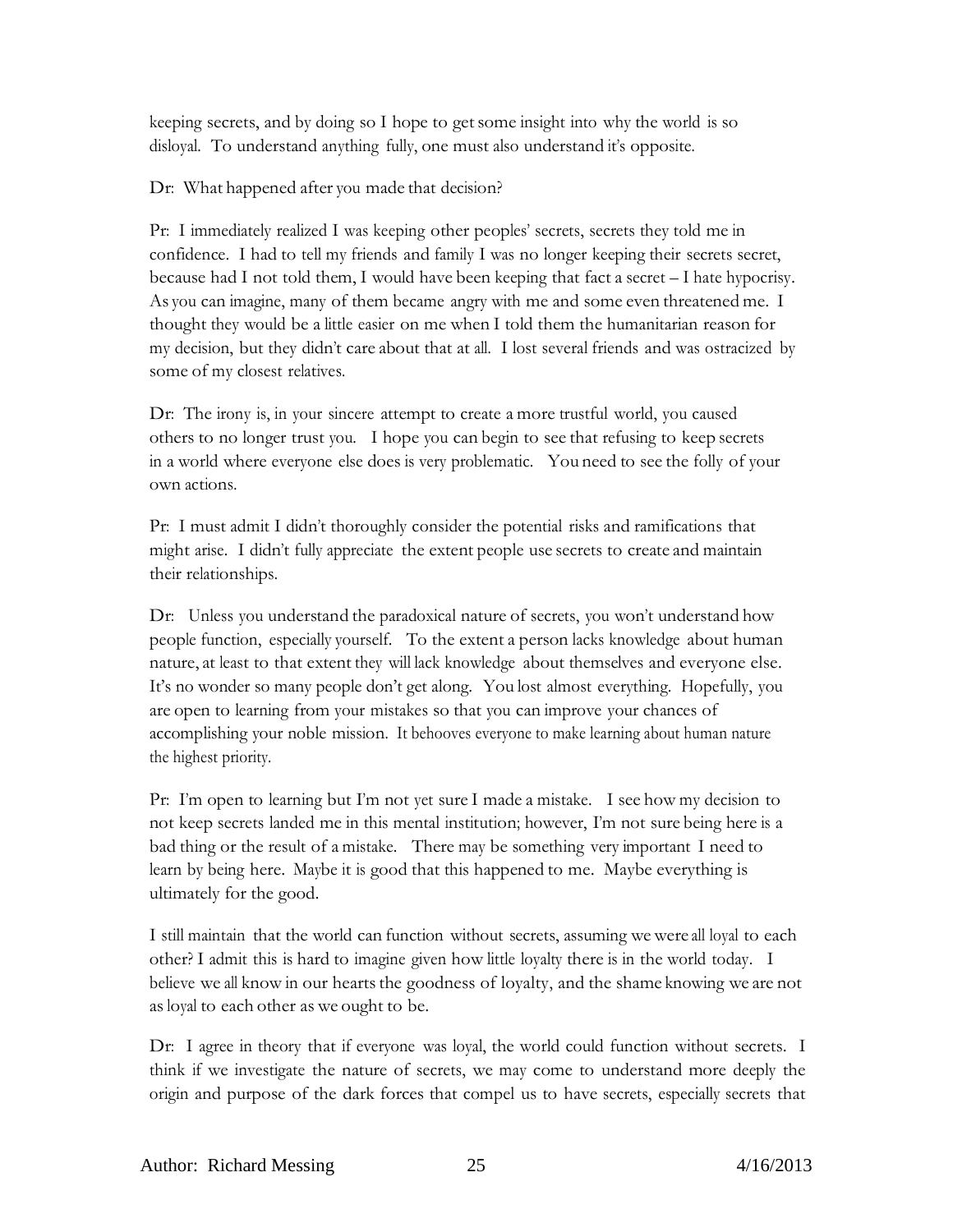keeping secrets, and by doing so I hope to get some insight into why the world is so disloyal. To understand anything fully, one must also understand it's opposite.

Dr: What happened after you made that decision?

Pr: I immediately realized I was keeping other peoples' secrets, secrets they told me in confidence. I had to tell my friends and family I was no longer keeping their secrets secret, because had I not told them, I would have been keeping that fact a secret – I hate hypocrisy. As you can imagine, many of them became angry with me and some even threatened me. I thought they would be a little easier on me when I told them the humanitarian reason for my decision, but they didn't care about that at all. I lost several friends and was ostracized by some of my closest relatives.

Dr: The irony is, in your sincere attempt to create a more trustful world, you caused others to no longer trust you. I hope you can begin to see that refusing to keep secrets in a world where everyone else does is very problematic. You need to see the folly of your own actions.

Pr: I must admit I didn't thoroughly consider the potential risks and ramifications that might arise. I didn't fully appreciate the extent people use secrets to create and maintain their relationships.

Dr: Unless you understand the paradoxical nature of secrets, you won't understand how people function, especially yourself. To the extent a person lacks knowledge about human nature, at least to that extent they will lack knowledge about themselves and everyone else. It's no wonder so many people don't get along. You lost almost everything. Hopefully, you are open to learning from your mistakes so that you can improve your chances of accomplishing your noble mission. It behooves everyone to make learning about human nature the highest priority.

Pr: I'm open to learning but I'm not yet sure I made a mistake. I see how my decision to not keep secrets landed me in this mental institution; however, I'm not sure being here is a bad thing or the result of a mistake. There may be something very important I need to learn by being here. Maybe it is good that this happened to me. Maybe everything is ultimately for the good.

I still maintain that the world can function without secrets, assuming we were all loyal to each other? I admit this is hard to imagine given how little loyalty there is in the world today. I believe we all know in our hearts the goodness of loyalty, and the shame knowing we are not as loyal to each other as we ought to be.

Dr: I agree in theory that if everyone was loyal, the world could function without secrets. I think if we investigate the nature of secrets, we may come to understand more deeply the origin and purpose of the dark forces that compel us to have secrets, especially secrets that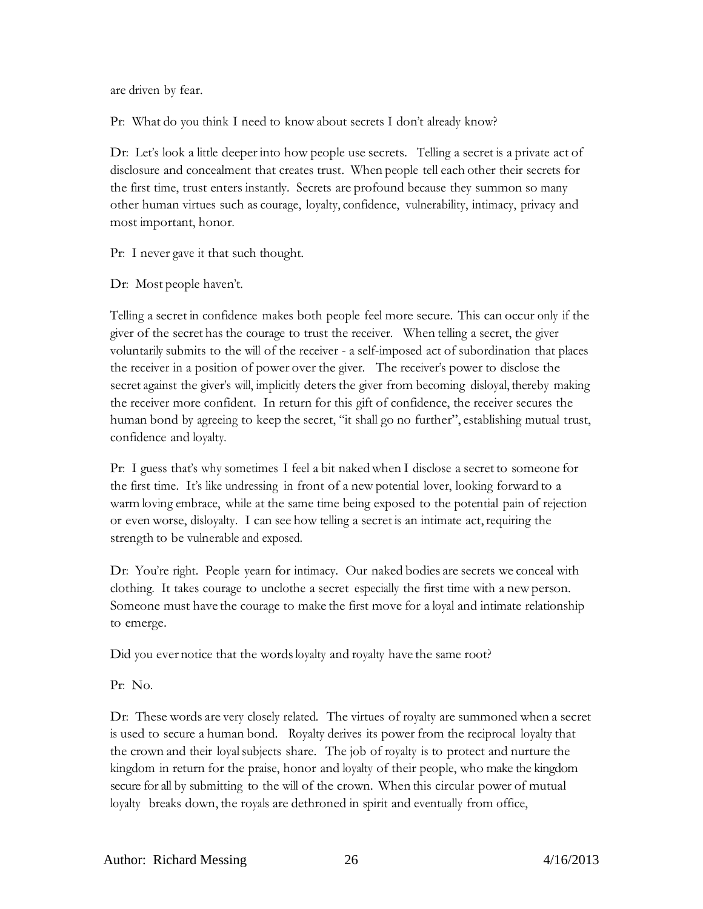are driven by fear.

Pr: What do you think I need to know about secrets I don't already know?

Dr: Let's look a little deeper into how people use secrets. Telling a secret is a private act of disclosure and concealment that creates trust. When people tell each other their secrets for the first time, trust enters instantly. Secrets are profound because they summon so many other human virtues such as courage, loyalty, confidence, vulnerability, intimacy, privacy and most important, honor.

Pr: I never gave it that such thought.

Dr: Most people haven't.

Telling a secret in confidence makes both people feel more secure. This can occur only if the giver of the secret has the courage to trust the receiver. When telling a secret, the giver voluntarily submits to the will of the receiver - a self-imposed act of subordination that places the receiver in a position of power over the giver. The receiver's power to disclose the secret against the giver's will, implicitly deters the giver from becoming disloyal, thereby making the receiver more confident. In return for this gift of confidence, the receiver secures the human bond by agreeing to keep the secret, "it shall go no further", establishing mutual trust, confidence and loyalty.

Pr: I guess that's why sometimes I feel a bit naked when I disclose a secret to someone for the first time. It's like undressing in front of a new potential lover, looking forward to a warm loving embrace, while at the same time being exposed to the potential pain of rejection or even worse, disloyalty. I can see how telling a secret is an intimate act, requiring the strength to be vulnerable and exposed.

Dr: You're right. People yearn for intimacy. Our naked bodies are secrets we conceal with clothing. It takes courage to unclothe a secret especially the first time with a new person. Someone must have the courage to make the first move for a loyal and intimate relationship to emerge.

Did you ever notice that the words loyalty and royalty have the same root?

Pr: No.

Dr: These words are very closely related. The virtues of royalty are summoned when a secret is used to secure a human bond. Royalty derives its power from the reciprocal loyalty that the crown and their loyal subjects share. The job of royalty is to protect and nurture the kingdom in return for the praise, honor and loyalty of their people, who make the kingdom secure for all by submitting to the will of the crown. When this circular power of mutual loyalty breaks down, the royals are dethroned in spirit and eventually from office,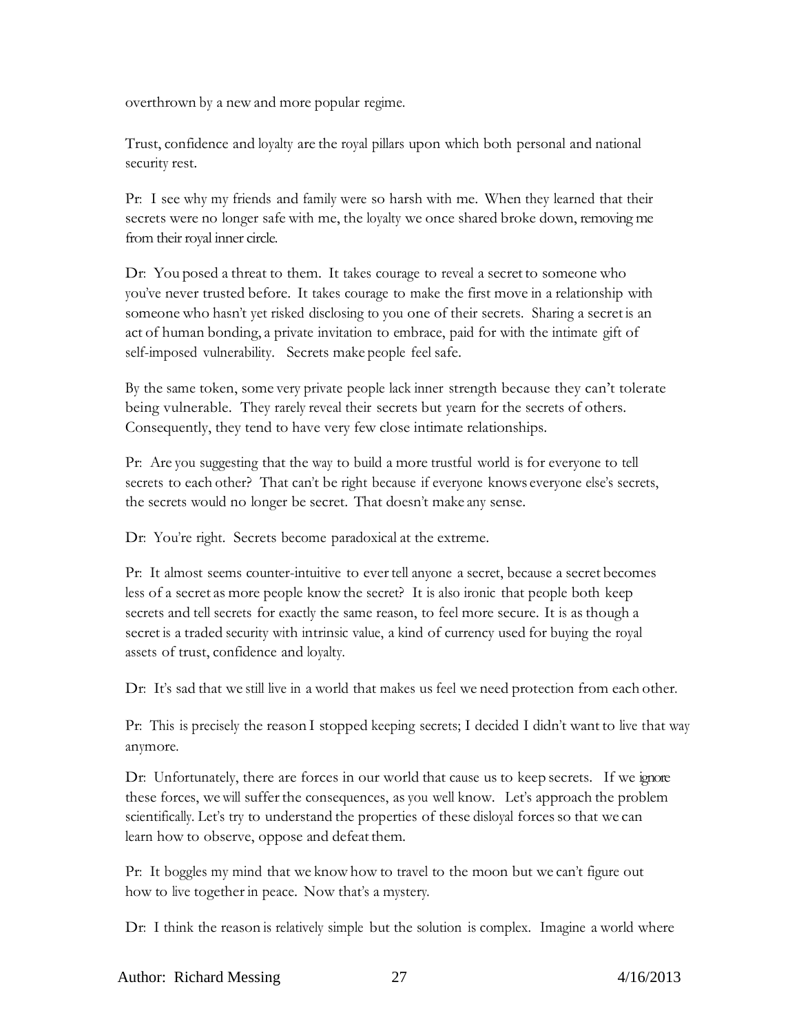overthrown by a new and more popular regime.

Trust, confidence and loyalty are the royal pillars upon which both personal and national security rest.

Pr: I see why my friends and family were so harsh with me. When they learned that their secrets were no longer safe with me, the loyalty we once shared broke down, removing me from their royal inner circle.

Dr: You posed a threat to them. It takes courage to reveal a secret to someone who you've never trusted before. It takes courage to make the first move in a relationship with someone who hasn't yet risked disclosing to you one of their secrets. Sharing a secret is an act of human bonding, a private invitation to embrace, paid for with the intimate gift of self-imposed vulnerability. Secrets make people feel safe.

By the same token, some very private people lack inner strength because they can't tolerate being vulnerable. They rarely reveal their secrets but yearn for the secrets of others. Consequently, they tend to have very few close intimate relationships.

Pr: Are you suggesting that the way to build a more trustful world is for everyone to tell secrets to each other? That can't be right because if everyone knows everyone else's secrets, the secrets would no longer be secret. That doesn't make any sense.

Dr: You're right. Secrets become paradoxical at the extreme.

Pr: It almost seems counter-intuitive to ever tell anyone a secret, because a secret becomes less of a secret as more people know the secret? It is also ironic that people both keep secrets and tell secrets for exactly the same reason, to feel more secure. It is as though a secret is a traded security with intrinsic value, a kind of currency used for buying the royal assets of trust, confidence and loyalty.

Dr: It's sad that we still live in a world that makes us feel we need protection from each other.

Pr: This is precisely the reason I stopped keeping secrets; I decided I didn't want to live that way anymore.

Dr: Unfortunately, there are forces in our world that cause us to keep secrets. If we ignore these forces, we will suffer the consequences, as you well know. Let's approach the problem scientifically. Let's try to understand the properties of these disloyal forces so that we can learn how to observe, oppose and defeat them.

Pr: It boggles my mind that we know how to travel to the moon but we can't figure out how to live together in peace. Now that's a mystery.

Dr: I think the reason is relatively simple but the solution is complex. Imagine a world where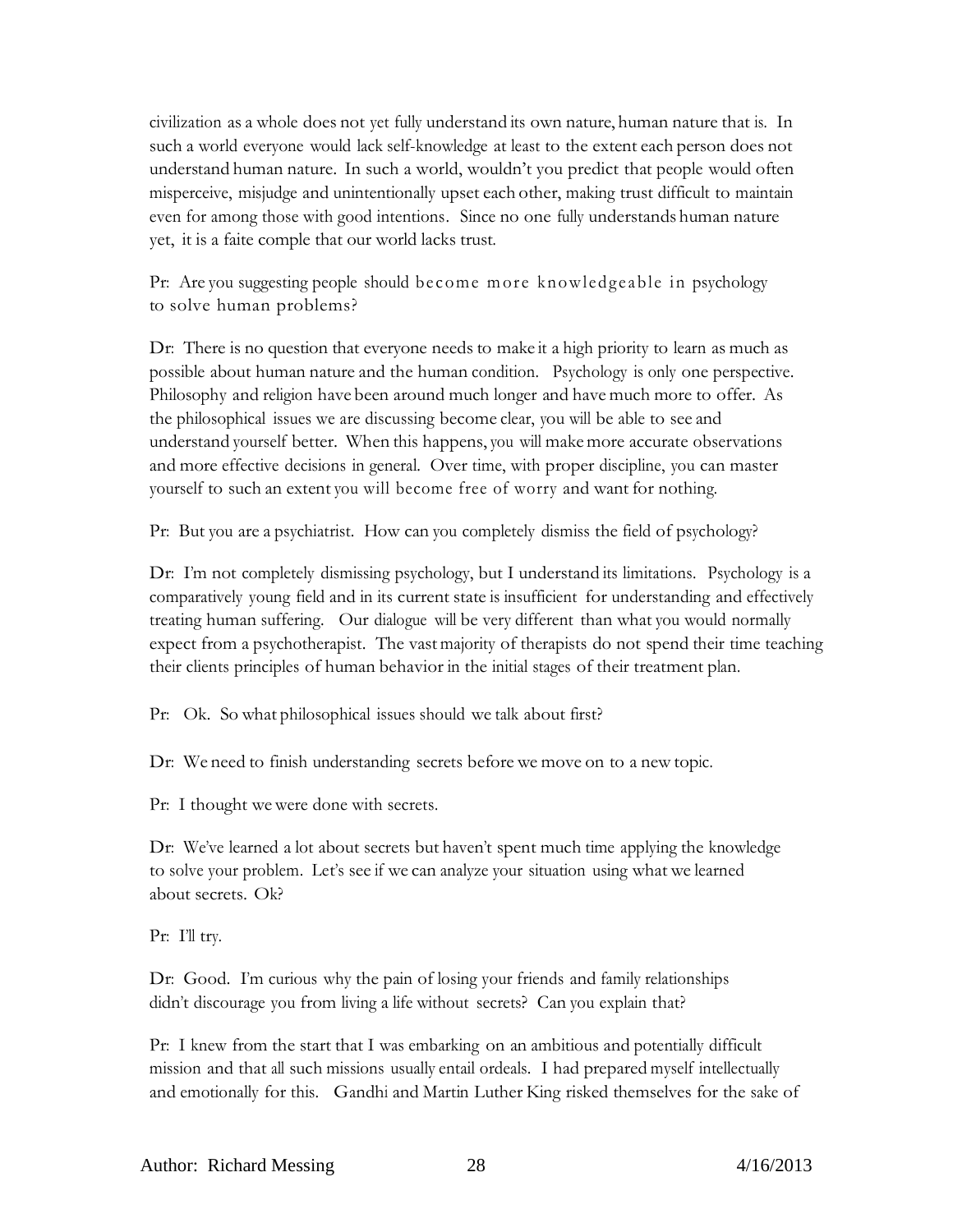civilization as a whole does not yet fully understand its own nature, human nature that is. In such a world everyone would lack self-knowledge at least to the extent each person does not understand human nature. In such a world, wouldn't you predict that people would often misperceive, misjudge and unintentionally upset each other, making trust difficult to maintain even for among those with good intentions. Since no one fully understands human nature yet, it is a faite comple that our world lacks trust.

Pr: Are you suggesting people should become more knowledgeable in psychology to solve human problems?

Dr: There is no question that everyone needs to make it a high priority to learn as much as possible about human nature and the human condition. Psychology is only one perspective. Philosophy and religion have been around much longer and have much more to offer. As the philosophical issues we are discussing become clear, you will be able to see and understand yourself better. When this happens, you will make more accurate observations and more effective decisions in general. Over time, with proper discipline, you can master yourself to such an extent you will become free of worry and want for nothing.

Pr: But you are a psychiatrist. How can you completely dismiss the field of psychology?

Dr: I'm not completely dismissing psychology, but I understand its limitations. Psychology is a comparatively young field and in its current state is insufficient for understanding and effectively treating human suffering. Our dialogue will be very different than what you would normally expect from a psychotherapist. The vast majority of therapists do not spend their time teaching their clients principles of human behavior in the initial stages of their treatment plan.

Pr: Ok. So what philosophical issues should we talk about first?

Dr: We need to finish understanding secrets before we move on to a new topic.

Pr: I thought we were done with secrets.

Dr: We've learned a lot about secrets but haven't spent much time applying the knowledge to solve your problem. Let's see if we can analyze your situation using what we learned about secrets. Ok?

Pr: I'll try.

Dr: Good. I'm curious why the pain of losing your friends and family relationships didn't discourage you from living a life without secrets? Can you explain that?

Pr: I knew from the start that I was embarking on an ambitious and potentially difficult mission and that all such missions usually entail ordeals. I had prepared myself intellectually and emotionally for this. Gandhi and Martin Luther King risked themselves for the sake of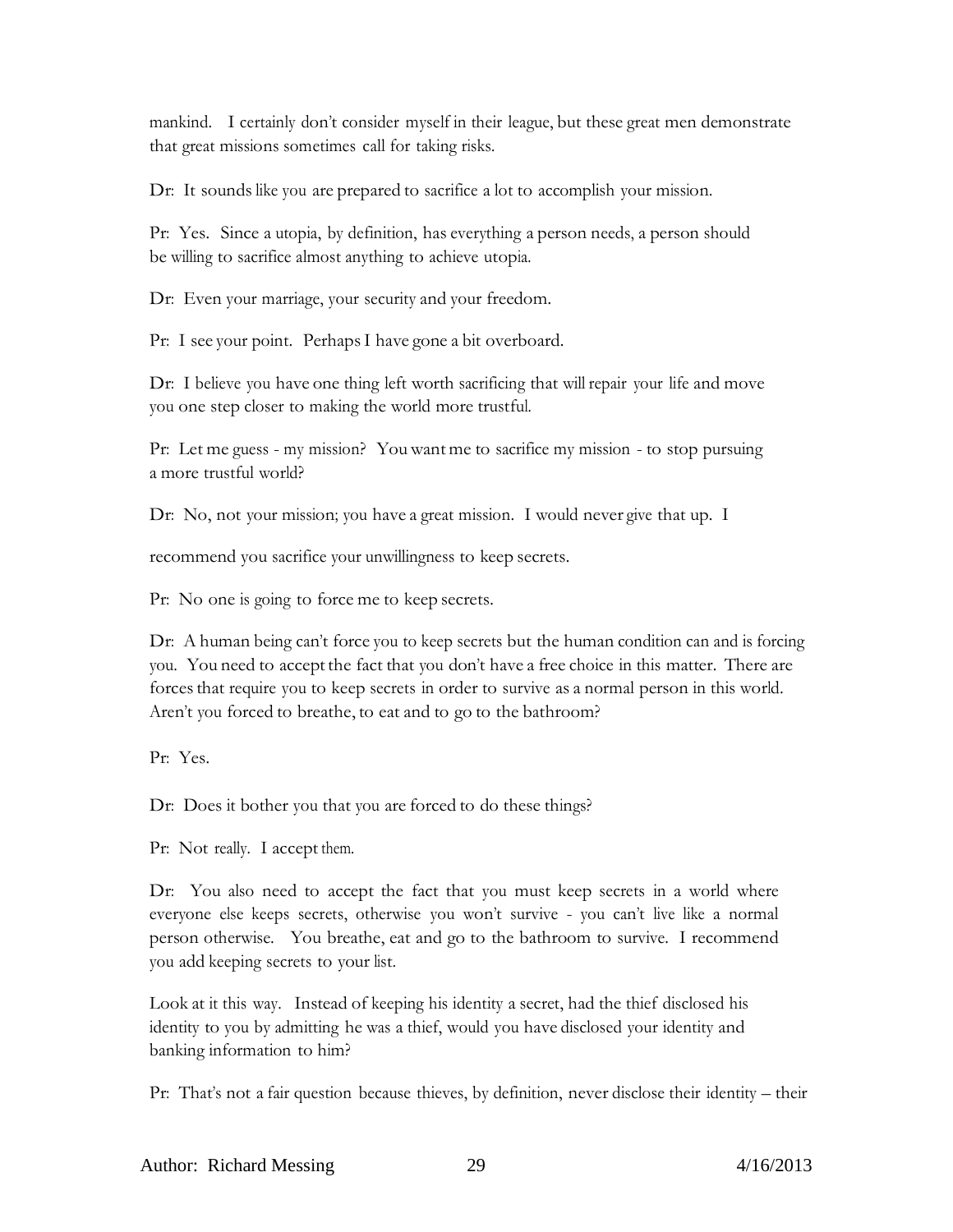mankind. I certainly don't consider myself in their league, but these great men demonstrate that great missions sometimes call for taking risks.

Dr: It sounds like you are prepared to sacrifice a lot to accomplish your mission.

Pr: Yes. Since a utopia, by definition, has everything a person needs, a person should be willing to sacrifice almost anything to achieve utopia.

Dr: Even your marriage, your security and your freedom.

Pr: I see your point. Perhaps I have gone a bit overboard.

Dr: I believe you have one thing left worth sacrificing that will repair your life and move you one step closer to making the world more trustful.

Pr: Let me guess - my mission? You want me to sacrifice my mission - to stop pursuing a more trustful world?

Dr: No, not your mission; you have a great mission. I would never give that up. I

recommend you sacrifice your unwillingness to keep secrets.

Pr: No one is going to force me to keep secrets.

Dr: A human being can't force you to keep secrets but the human condition can and is forcing you. You need to accept the fact that you don't have a free choice in this matter. There are forces that require you to keep secrets in order to survive as a normal person in this world. Aren't you forced to breathe, to eat and to go to the bathroom?

Pr: Yes.

Dr: Does it bother you that you are forced to do these things?

Pr: Not really. I accept them.

Dr: You also need to accept the fact that you must keep secrets in a world where everyone else keeps secrets, otherwise you won't survive - you can't live like a normal person otherwise. You breathe, eat and go to the bathroom to survive. I recommend you add keeping secrets to your list.

Look at it this way. Instead of keeping his identity a secret, had the thief disclosed his identity to you by admitting he was a thief, would you have disclosed your identity and banking information to him?

Pr: That's not a fair question because thieves, by definition, never disclose their identity – their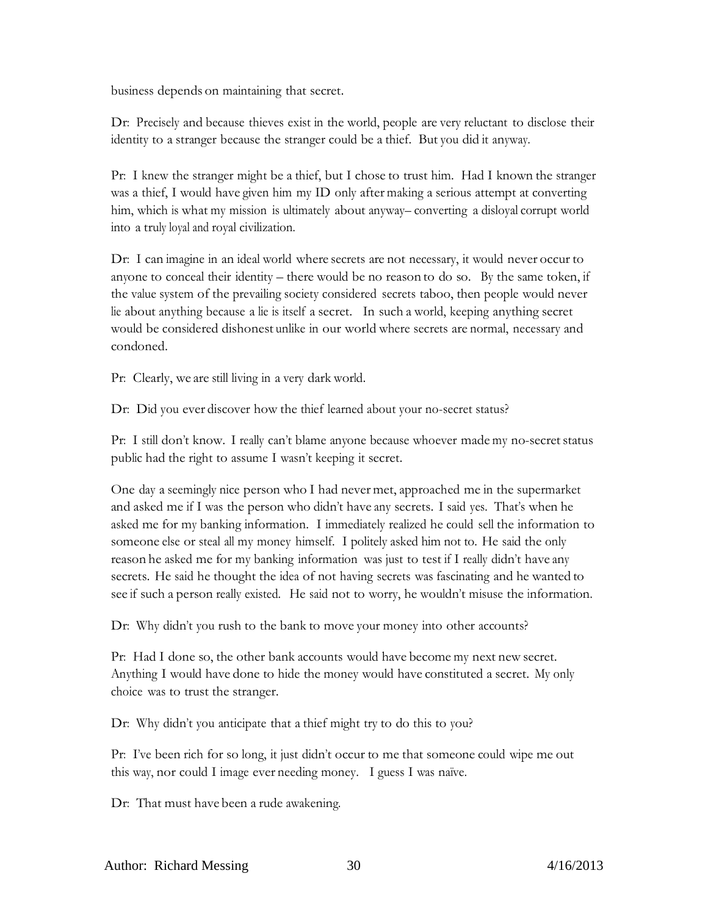business depends on maintaining that secret.

Dr: Precisely and because thieves exist in the world, people are very reluctant to disclose their identity to a stranger because the stranger could be a thief. But you did it anyway.

Pr: I knew the stranger might be a thief, but I chose to trust him. Had I known the stranger was a thief, I would have given him my ID only after making a serious attempt at converting him, which is what my mission is ultimately about anyway– converting a disloyal corrupt world into a truly loyal and royal civilization.

Dr: I can imagine in an ideal world where secrets are not necessary, it would never occur to anyone to conceal their identity – there would be no reason to do so. By the same token, if the value system of the prevailing society considered secrets taboo, then people would never lie about anything because a lie is itself a secret. In such a world, keeping anything secret would be considered dishonest unlike in our world where secrets are normal, necessary and condoned.

Pr: Clearly, we are still living in a very dark world.

Dr: Did you ever discover how the thief learned about your no-secret status?

Pr: I still don't know. I really can't blame anyone because whoever made my no-secret status public had the right to assume I wasn't keeping it secret.

One day a seemingly nice person who I had never met, approached me in the supermarket and asked me if I was the person who didn't have any secrets. I said yes. That's when he asked me for my banking information. I immediately realized he could sell the information to someone else or steal all my money himself. I politely asked him not to. He said the only reason he asked me for my banking information was just to test if I really didn't have any secrets. He said he thought the idea of not having secrets was fascinating and he wanted to see if such a person really existed. He said not to worry, he wouldn't misuse the information.

Dr: Why didn't you rush to the bank to move your money into other accounts?

Pr: Had I done so, the other bank accounts would have become my next new secret. Anything I would have done to hide the money would have constituted a secret. My only choice was to trust the stranger.

Dr: Why didn't you anticipate that a thief might try to do this to you?

Pr: I've been rich for so long, it just didn't occur to me that someone could wipe me out this way, nor could I image ever needing money. I guess I was naïve.

Dr: That must have been a rude awakening.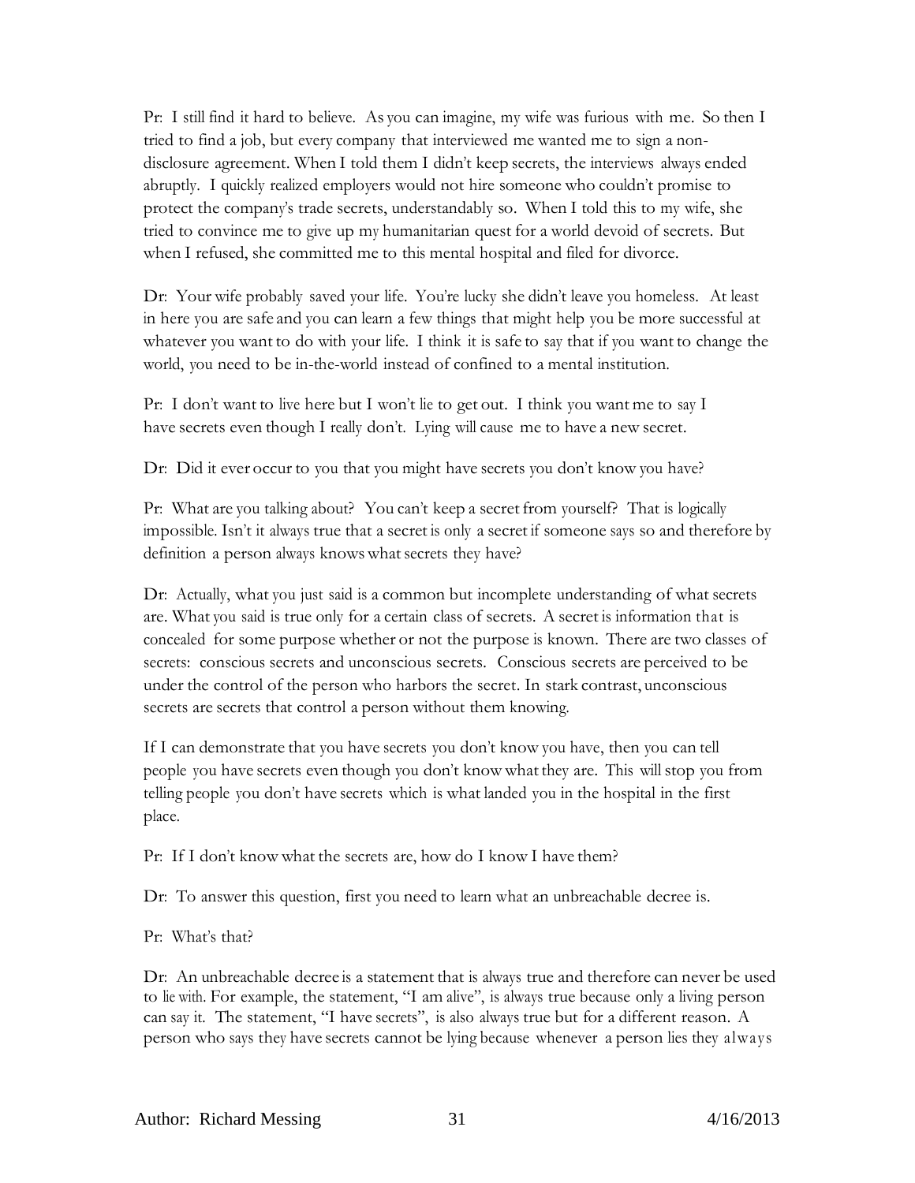Pr: I still find it hard to believe. As you can imagine, my wife was furious with me. So then I tried to find a job, but every company that interviewed me wanted me to sign a non-disclosure agreement. When I told them I didn't keep secrets, the interviews always ended abruptly. I quickly realized employers would not hire someone who couldn't promise to protect the company's trade secrets, understandably so. When I told this to my wife, she tried to convince me to give up my humanitarian quest for a world devoid of secrets. But when I refused, she committed me to this mental hospital and filed for divorce.

Dr: Your wife probably saved your life. You're lucky she didn't leave you homeless. At least in here you are safe and you can learn a few things that might help you be more successful at whatever you want to do with your life. I think it is safe to say that if you want to change the world, you need to be in-the-world instead of confined to a mental institution.

Pr: I don't want to live here but I won't lie to get out. I think you want me to say I have secrets even though I really don't. Lying will cause me to have a new secret.

Dr: Did it ever occur to you that you might have secrets you don't know you have?

Pr: What are you talking about? You can't keep a secret from yourself? That is logically impossible. Isn't it always true that a secret is only a secret if someone says so and therefore by definition a person always knows what secrets they have?

Dr: Actually, what you just said is a common but incomplete understanding of what secrets are. What you said is true only for a certain class of secrets. A secret is information that is concealed for some purpose whether or not the purpose is known. There are two classes of secrets: conscious secrets and unconscious secrets. Conscious secrets are perceived to be under the control of the person who harbors the secret. In stark contrast, unconscious secrets are secrets that control a person without them knowing.

If I can demonstrate that you have secrets you don't know you have, then you can tell people you have secrets even though you don't know what they are. This will stop you from telling people you don't have secrets which is what landed you in the hospital in the first place.

Pr: If I don't know what the secrets are, how do I know I have them?

Dr: To answer this question, first you need to learn what an unbreachable decree is.

Pr: What's that?

Dr: An unbreachable decree is a statement that is always true and therefore can never be used to lie with. For example, the statement, "I am alive", is always true because only a living person can say it. The statement, "I have secrets", is also always true but for a different reason. A person who says they have secrets cannot be lying because whenever a person lies they always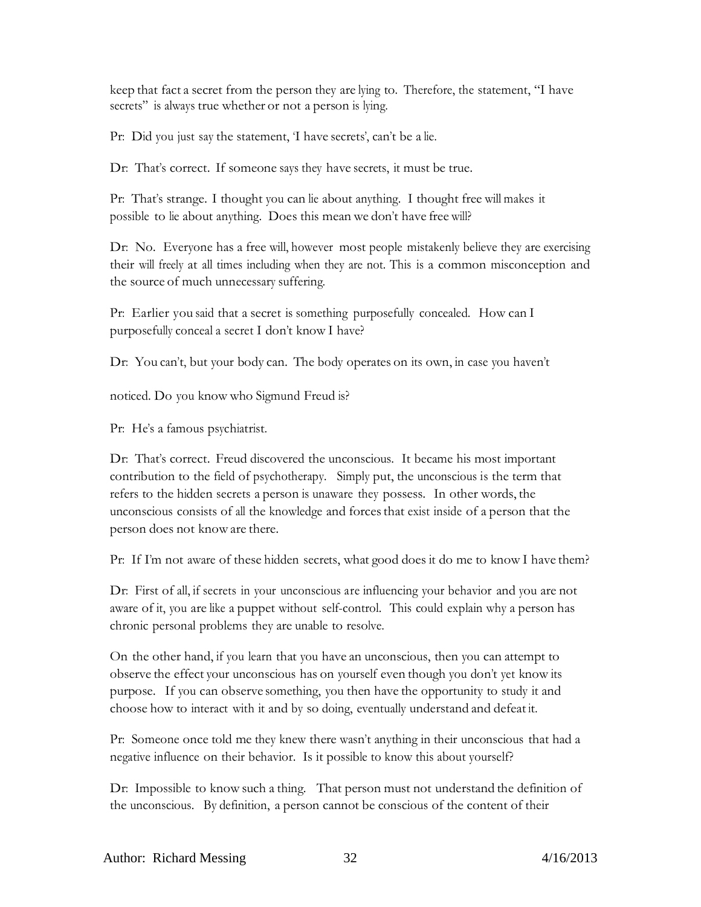keep that fact a secret from the person they are lying to. Therefore, the statement, "I have secrets" is always true whether or not a person is lying.

Pr: Did you just say the statement, 'I have secrets', can't be a lie.

Dr: That's correct. If someone says they have secrets, it must be true.

Pr: That's strange. I thought you can lie about anything. I thought free will makes it possible to lie about anything. Does this mean we don't have free will?

Dr: No. Everyone has a free will, however most people mistakenly believe they are exercising their will freely at all times including when they are not. This is a common misconception and the source of much unnecessary suffering.

Pr: Earlier you said that a secret is something purposefully concealed. How can I purposefully conceal a secret I don't know I have?

Dr: You can't, but your body can. The body operates on its own, in case you haven't

noticed. Do you know who Sigmund Freud is?

Pr: He's a famous psychiatrist.

Dr: That's correct. Freud discovered the unconscious. It became his most important contribution to the field of psychotherapy. Simply put, the unconscious is the term that refers to the hidden secrets a person is unaware they possess. In other words, the unconscious consists of all the knowledge and forces that exist inside of a person that the person does not know are there.

Pr: If I'm not aware of these hidden secrets, what good does it do me to know I have them?

Dr: First of all, if secrets in your unconscious are influencing your behavior and you are not aware of it, you are like a puppet without self-control. This could explain why a person has chronic personal problems they are unable to resolve.

On the other hand, if you learn that you have an unconscious, then you can attempt to observe the effect your unconscious has on yourself even though you don't yet know its purpose. If you can observe something, you then have the opportunity to study it and choose how to interact with it and by so doing, eventually understand and defeat it.

Pr: Someone once told me they knew there wasn't anything in their unconscious that had a negative influence on their behavior. Is it possible to know this about yourself?

Dr: Impossible to know such a thing. That person must not understand the definition of the unconscious. By definition, a person cannot be conscious of the content of their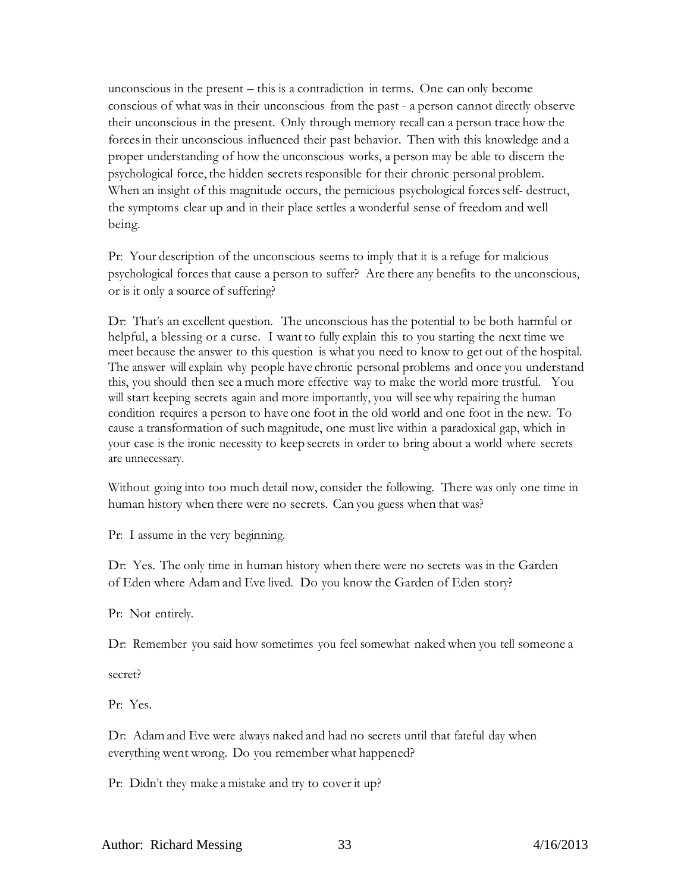unconscious in the present – this is a contradiction in terms. One can only become conscious of what was in their unconscious from the past - a person cannot directly observe their unconscious in the present. Only through memory recall can a person trace how the forces in their unconscious influenced their past behavior. Then with this knowledge and a proper understanding of how the unconscious works, a person may be able to discern the psychological force, the hidden secrets responsible for their chronic personal problem. When an insight of this magnitude occurs, the pernicious psychological forces self- destruct, the symptoms clear up and in their place settles a wonderful sense of freedom and well being.

Pr: Your description of the unconscious seems to imply that it is a refuge for malicious psychological forces that cause a person to suffer? Are there any benefits to the unconscious, or is it only a source of suffering?

Dr: That's an excellent question. The unconscious has the potential to be both harmful or helpful, a blessing or a curse. I want to fully explain this to you starting the next time we meet because the answer to this question is what you need to know to get out of the hospital. The answer will explain why people have chronic personal problems and once you understand this, you should then see a much more effective way to make the world more trustful. You will start keeping secrets again and more importantly, you will see why repairing the human condition requires a person to have one foot in the old world and one foot in the new. To cause a transformation of such magnitude, one must live within a paradoxical gap, which in your case is the ironic necessity to keep secrets in order to bring about a world where secrets are unnecessary.

Without going into too much detail now, consider the following. There was only one time in human history when there were no secrets. Can you guess when that was?

Pr: I assume in the very beginning.

Dr: Yes. The only time in human history when there were no secrets was in the Garden of Eden where Adam and Eve lived. Do you know the Garden of Eden story?

Pr: Not entirely.

Dr: Remember you said how sometimes you feel somewhat naked when you tell someone a secret?

Pr: Yes.

Dr: Adam and Eve were always naked and had no secrets until that fateful day when everything went wrong. Do you remember what happened?

Pr: Didn't they make a mistake and try to cover it up?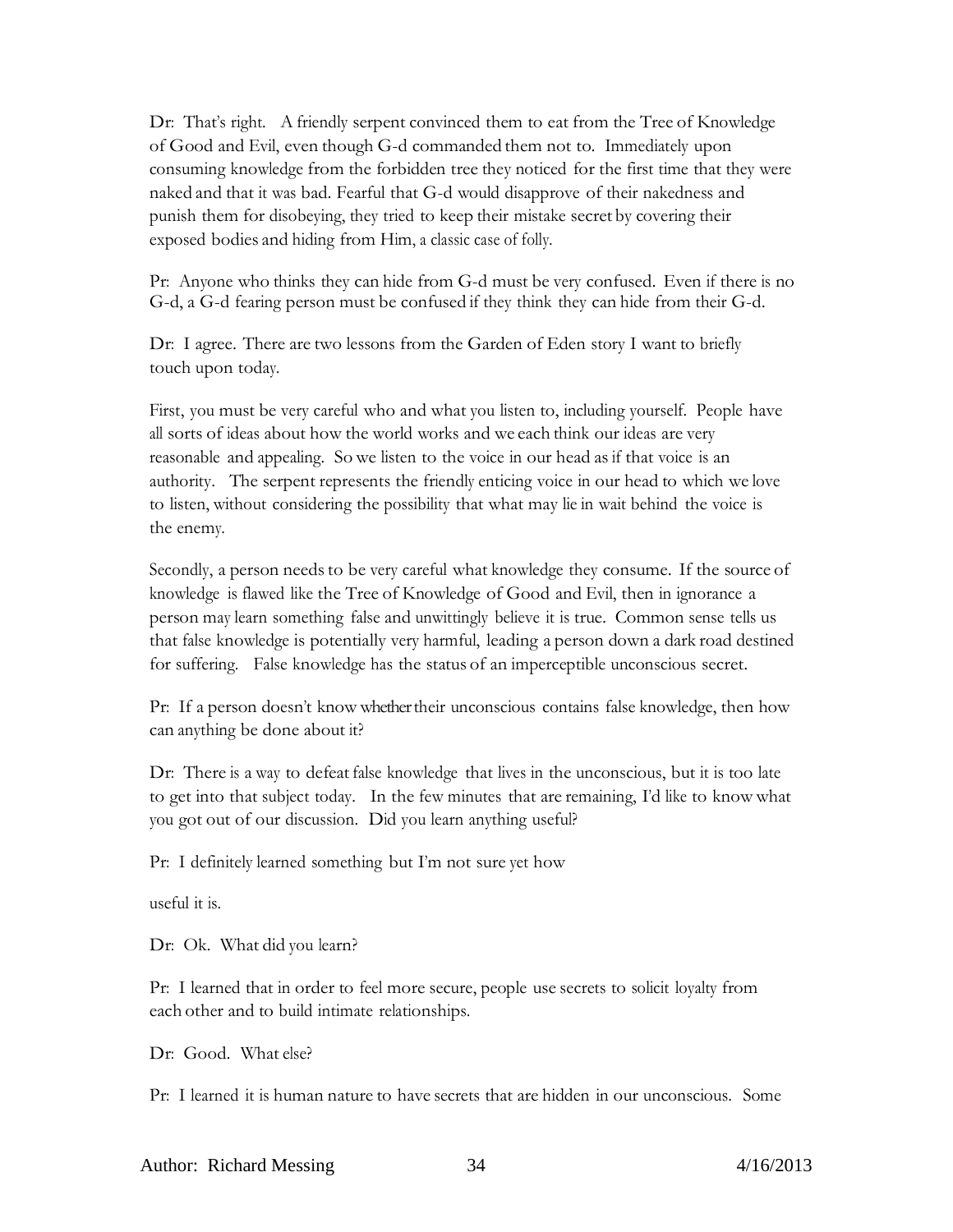Dr: That's right. A friendly serpent convinced them to eat from the Tree of Knowledge of Good and Evil, even though G-d commanded them not to. Immediately upon consuming knowledge from the forbidden tree they noticed for the first time that they were naked and that it was bad. Fearful that G-d would disapprove of their nakedness and punish them for disobeying, they tried to keep their mistake secret by covering their exposed bodies and hiding from Him, a classic case of folly.

Pr: Anyone who thinks they can hide from G-d must be very confused. Even if there is no G-d, a G-d fearing person must be confused if they think they can hide from their G-d.

Dr: I agree. There are two lessons from the Garden of Eden story I want to briefly touch upon today.

First, you must be very careful who and what you listen to, including yourself. People have all sorts of ideas about how the world works and we each think our ideas are very reasonable and appealing. So we listen to the voice in our head as if that voice is an authority. The serpent represents the friendly enticing voice in our head to which we love to listen, without considering the possibility that what may lie in wait behind the voice is the enemy.

Secondly, a person needs to be very careful what knowledge they consume. If the source of knowledge is flawed like the Tree of Knowledge of Good and Evil, then in ignorance a person may learn something false and unwittingly believe it is true. Common sense tells us that false knowledge is potentially very harmful, leading a person down a dark road destined for suffering. False knowledge has the status of an imperceptible unconscious secret.

Pr: If a person doesn't know whether their unconscious contains false knowledge, then how can anything be done about it?

Dr: There is a way to defeat false knowledge that lives in the unconscious, but it is too late to get into that subject today. In the few minutes that are remaining, I'd like to know what you got out of our discussion. Did you learn anything useful?

Pr: I definitely learned something but I'm not sure yet how useful it is.

Dr: Ok. What did you learn?

Pr: I learned that in order to feel more secure, people use secrets to solicit loyalty from each other and to build intimate relationships.

Dr: Good. What else?

Pr: I learned it is human nature to have secrets that are hidden in our unconscious. Some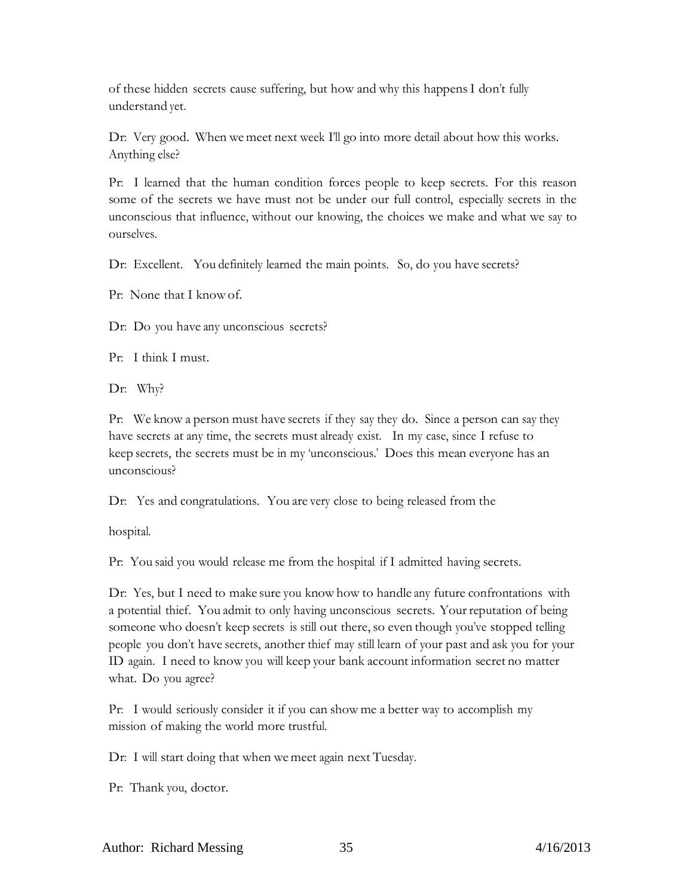of these hidden secrets cause suffering, but how and why this happens I don't fully understand yet.

Dr: Very good. When we meet next week I'll go into more detail about how this works. Anything else?

Pr: I learned that the human condition forces people to keep secrets. For this reason some of the secrets we have must not be under our full control, especially secrets in the unconscious that influence, without our knowing, the choices we make and what we say to ourselves.

Dr: Excellent. You definitely learned the main points. So, do you have secrets?

Pr: None that I know of.

Dr: Do you have any unconscious secrets?

Pr: I think I must.

Dr: Why?

Pr: We know a person must have secrets if they say they do. Since a person can say they have secrets at any time, the secrets must already exist. In my case, since I refuse to keep secrets, the secrets must be in my 'unconscious.' Does this mean everyone has an unconscious?

Dr: Yes and congratulations. You are very close to being released from the

hospital.

Pr: You said you would release me from the hospital if I admitted having secrets.

Dr: Yes, but I need to make sure you know how to handle any future confrontations with a potential thief. You admit to only having unconscious secrets. Your reputation of being someone who doesn't keep secrets is still out there, so even though you've stopped telling people you don't have secrets, another thief may still learn of your past and ask you for your ID again. I need to know you will keep your bank account information secret no matter what. Do you agree?

Pr: I would seriously consider it if you can show me a better way to accomplish my mission of making the world more trustful.

Dr: I will start doing that when we meet again next Tuesday.

Pr: Thank you, doctor.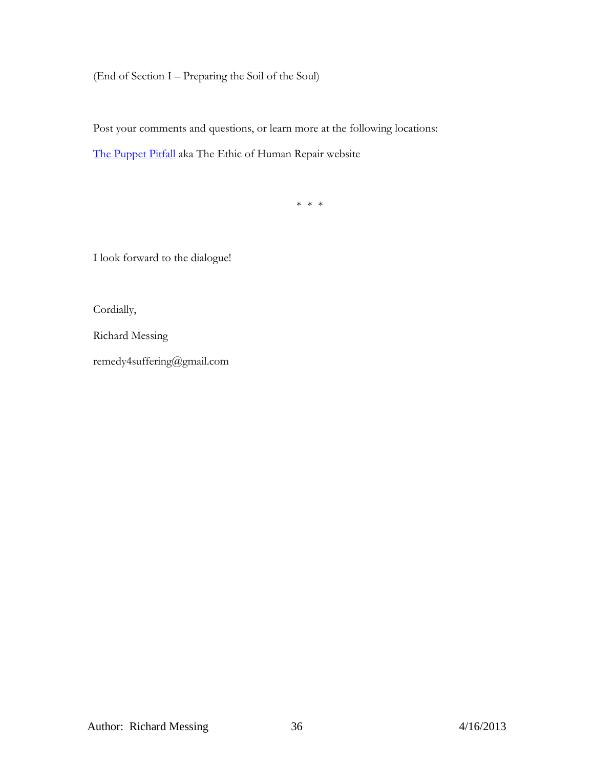(End of Section I – Preparing the Soil of the Soul)

Post your comments and questions, or learn more at the following locations:

The Puppet Pitfall aka The Ethic of Human Repair website

\* \* \*

I look forward to the dialogue!

Cordially,

Richard Messing

remedy4suffering@gmail.com